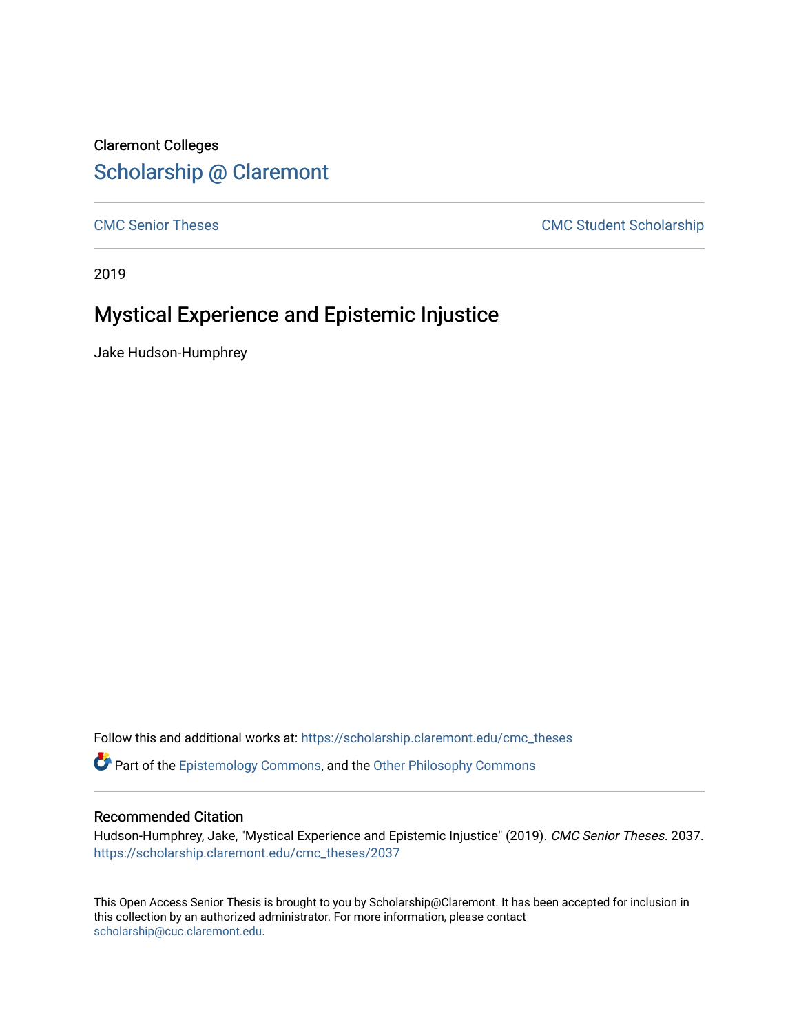Claremont Colleges

## Scholarship @ Claremont

CMC Senior Theses | CMC Student Scholarship

2019

# Mystical Experience and Epistemic Injustice

Jake Hudson-Humphrey

Follow this and additional works at: https://scholarship.claremont.edu/cmc_theses

Part of the Epistemology Commons, and the Other Philosophy Commons

### Recommended Citation

Hudson-Humphrey, Jake, "Mystical Experience and Epistemic Injustice" (2019). *CMC Senior Theses*. 2037.
https://scholarship.claremont.edu/cmc_theses/2037

This Open Access Senior Thesis is brought to you by Scholarship@Claremont. It has been accepted for inclusion in this collection by an authorized administrator. For more information, please contact scholarship@cuc.claremont.edu.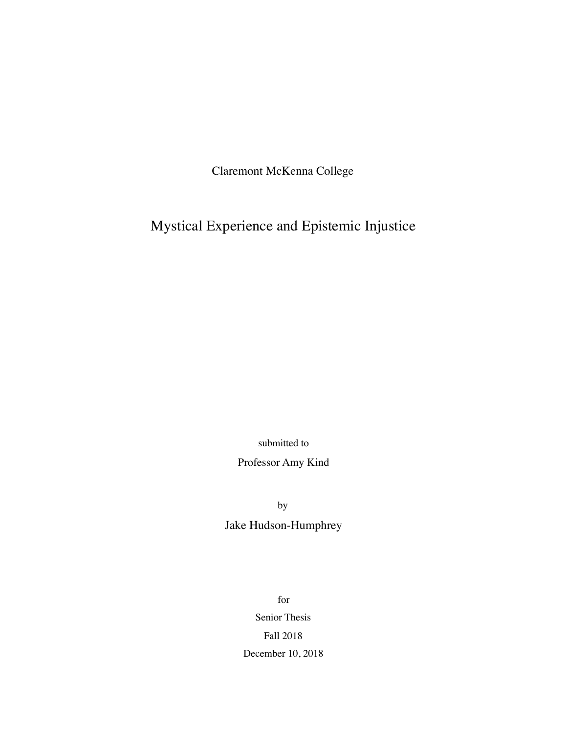Claremont McKenna College

# Mystical Experience and Epistemic Injustice

submitted to

Professor Amy Kind

by

Jake Hudson-Humphrey

for

Senior Thesis

Fall 2018

December 10, 2018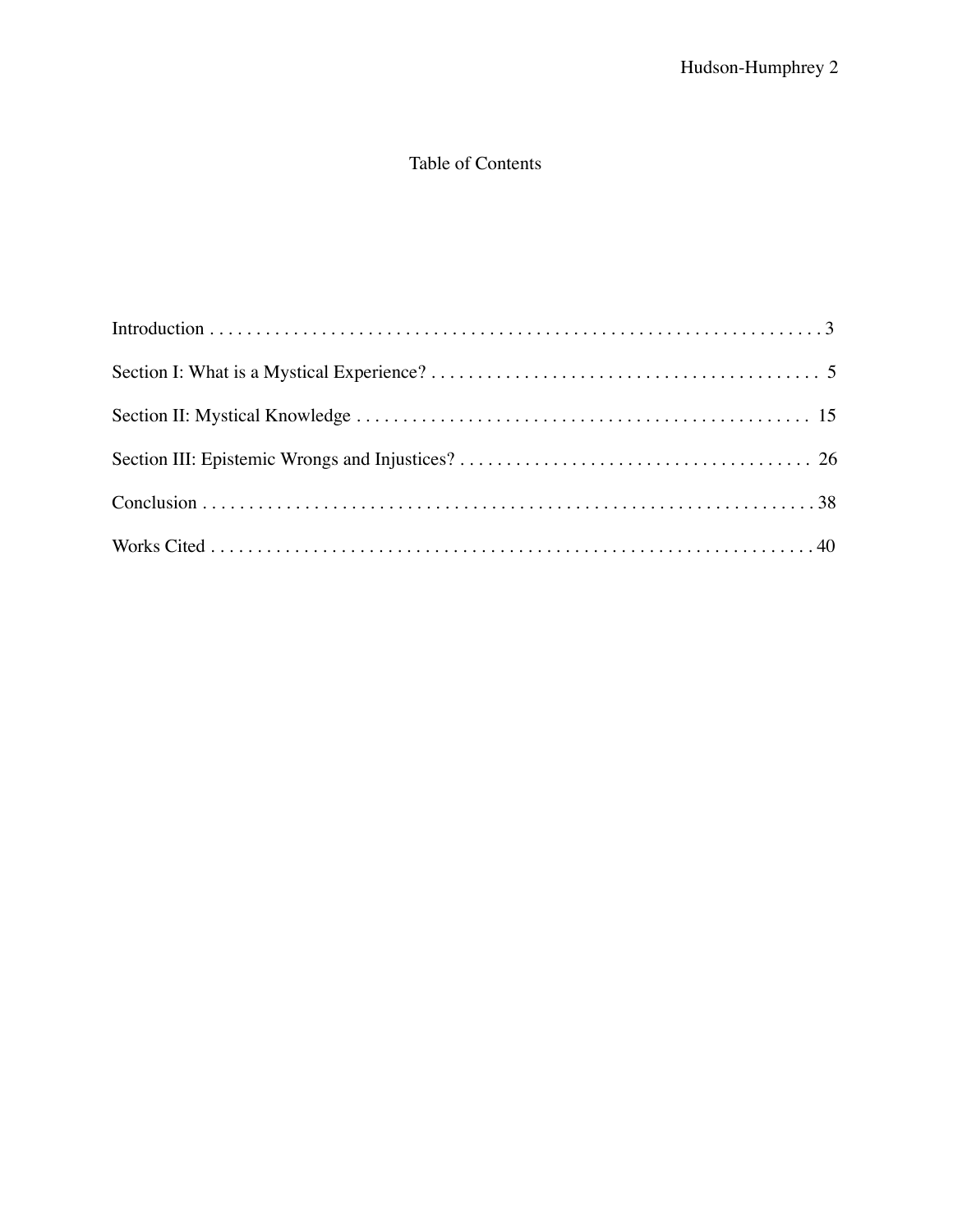# Table of Contents

Introduction . . . . . . . . . . . . . . . . . . . . . . . . . . . . . . . . . . . . . . . . . . . . . . . . . . . . . . . . . . . . . . . . . 3

Section I: What is a Mystical Experience? . . . . . . . . . . . . . . . . . . . . . . . . . . . . . . . . . . . . . . . . . . 5

Section II: Mystical Knowledge . . . . . . . . . . . . . . . . . . . . . . . . . . . . . . . . . . . . . . . . . . . . . . . . . 15

Section III: Epistemic Wrongs and Injustices? . . . . . . . . . . . . . . . . . . . . . . . . . . . . . . . . . . . . . . 26

Conclusion . . . . . . . . . . . . . . . . . . . . . . . . . . . . . . . . . . . . . . . . . . . . . . . . . . . . . . . . . . . . . . . . . 38

Works Cited . . . . . . . . . . . . . . . . . . . . . . . . . . . . . . . . . . . . . . . . . . . . . . . . . . . . . . . . . . . . . . . . 40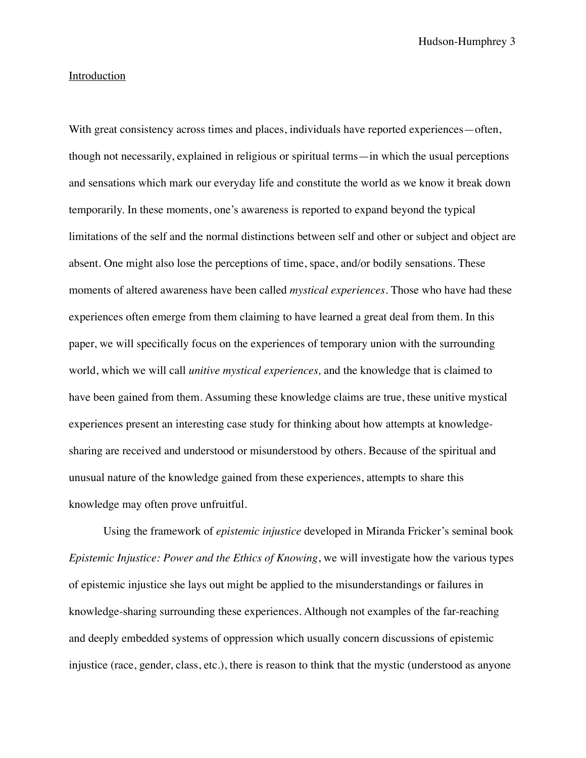## Introduction

With great consistency across times and places, individuals have reported experiences—often, though not necessarily, explained in religious or spiritual terms—in which the usual perceptions and sensations which mark our everyday life and constitute the world as we know it break down temporarily. In these moments, one's awareness is reported to expand beyond the typical limitations of the self and the normal distinctions between self and other or subject and object are absent. One might also lose the perceptions of time, space, and/or bodily sensations. These moments of altered awareness have been called *mystical experiences*. Those who have had these experiences often emerge from them claiming to have learned a great deal from them. In this paper, we will specifically focus on the experiences of temporary union with the surrounding world, which we will call *unitive mystical experiences,* and the knowledge that is claimed to have been gained from them. Assuming these knowledge claims are true, these unitive mystical experiences present an interesting case study for thinking about how attempts at knowledge-sharing are received and understood or misunderstood by others. Because of the spiritual and unusual nature of the knowledge gained from these experiences, attempts to share this knowledge may often prove unfruitful.

Using the framework of *epistemic injustice* developed in Miranda Fricker's seminal book *Epistemic Injustice: Power and the Ethics of Knowing*, we will investigate how the various types of epistemic injustice she lays out might be applied to the misunderstandings or failures in knowledge-sharing surrounding these experiences. Although not examples of the far-reaching and deeply embedded systems of oppression which usually concern discussions of epistemic injustice (race, gender, class, etc.), there is reason to think that the mystic (understood as anyone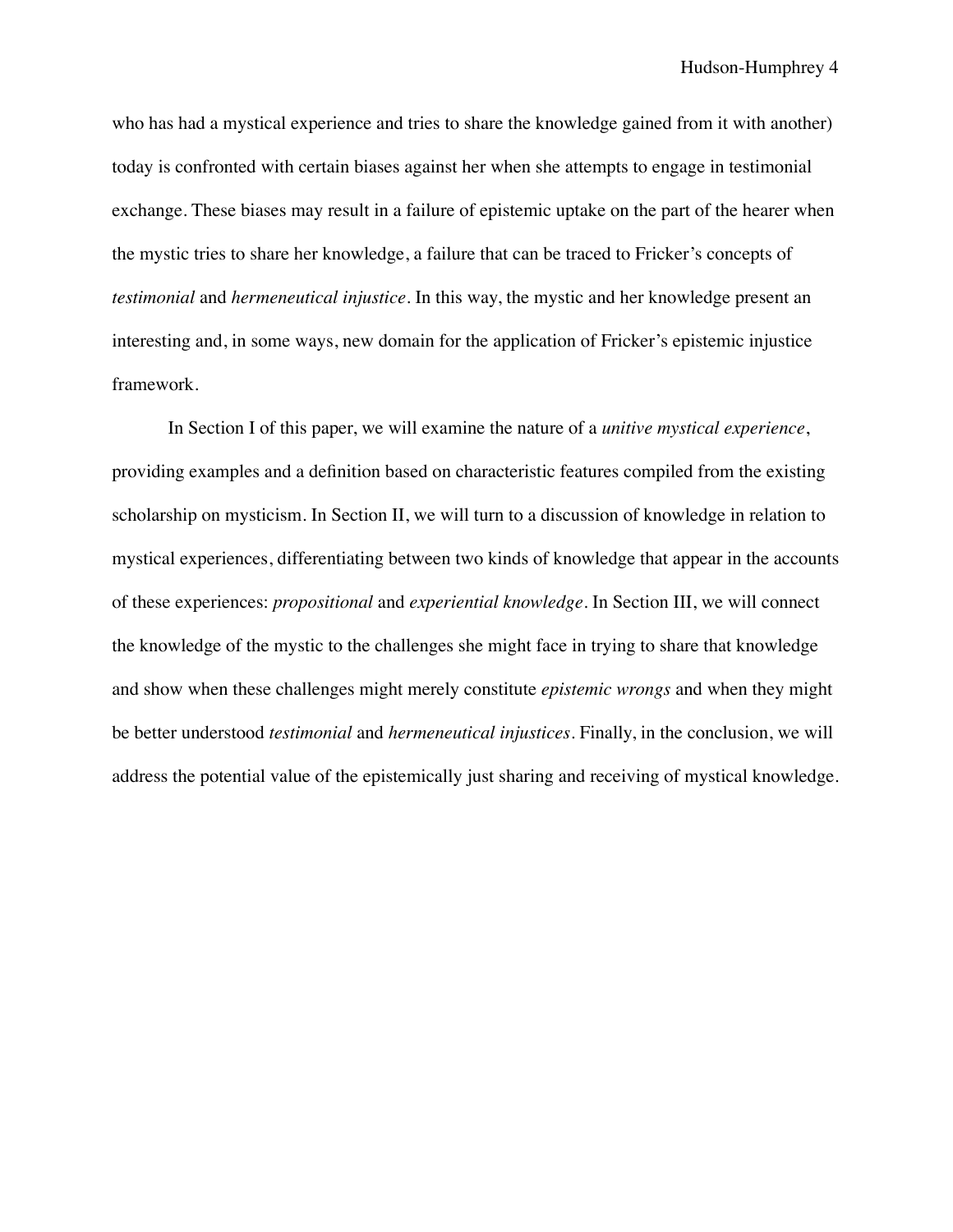who has had a mystical experience and tries to share the knowledge gained from it with another) today is confronted with certain biases against her when she attempts to engage in testimonial exchange. These biases may result in a failure of epistemic uptake on the part of the hearer when the mystic tries to share her knowledge, a failure that can be traced to Fricker's concepts of *testimonial* and *hermeneutical injustice*. In this way, the mystic and her knowledge present an interesting and, in some ways, new domain for the application of Fricker's epistemic injustice framework.

In Section I of this paper, we will examine the nature of a *unitive mystical experience*, providing examples and a definition based on characteristic features compiled from the existing scholarship on mysticism. In Section II, we will turn to a discussion of knowledge in relation to mystical experiences, differentiating between two kinds of knowledge that appear in the accounts of these experiences: *propositional* and *experiential knowledge*. In Section III, we will connect the knowledge of the mystic to the challenges she might face in trying to share that knowledge and show when these challenges might merely constitute *epistemic wrongs* and when they might be better understood *testimonial* and *hermeneutical injustices*. Finally, in the conclusion, we will address the potential value of the epistemically just sharing and receiving of mystical knowledge.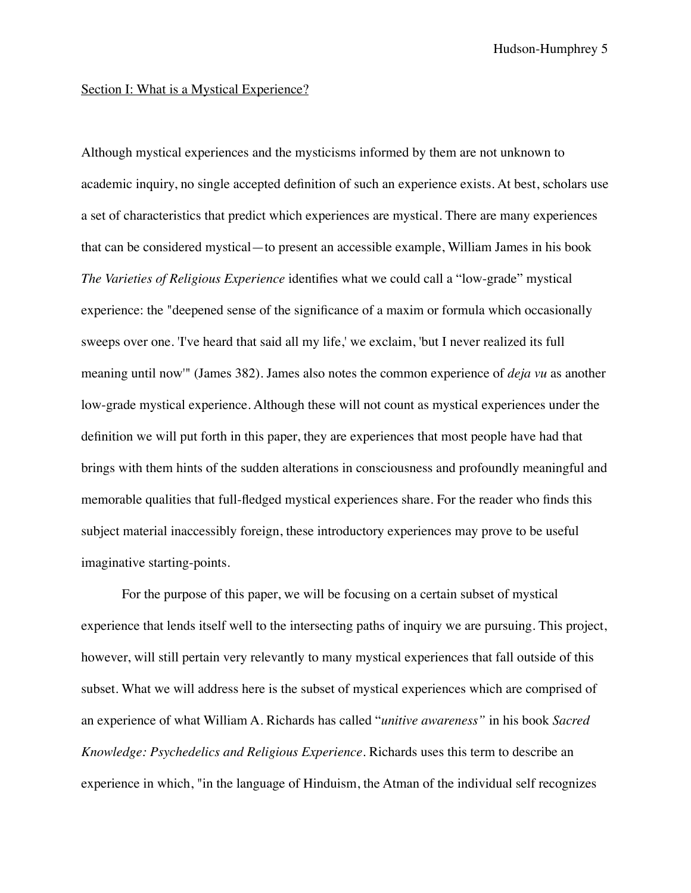Section I: What is a Mystical Experience?

Although mystical experiences and the mysticisms informed by them are not unknown to academic inquiry, no single accepted definition of such an experience exists. At best, scholars use a set of characteristics that predict which experiences are mystical. There are many experiences that can be considered mystical—to present an accessible example, William James in his book *The Varieties of Religious Experience* identifies what we could call a "low-grade" mystical experience: the "deepened sense of the significance of a maxim or formula which occasionally sweeps over one. 'I've heard that said all my life,' we exclaim, 'but I never realized its full meaning until now'" (James 382). James also notes the common experience of *deja vu* as another low-grade mystical experience. Although these will not count as mystical experiences under the definition we will put forth in this paper, they are experiences that most people have had that brings with them hints of the sudden alterations in consciousness and profoundly meaningful and memorable qualities that full-fledged mystical experiences share. For the reader who finds this subject material inaccessibly foreign, these introductory experiences may prove to be useful imaginative starting-points.

For the purpose of this paper, we will be focusing on a certain subset of mystical experience that lends itself well to the intersecting paths of inquiry we are pursuing. This project, however, will still pertain very relevantly to many mystical experiences that fall outside of this subset. What we will address here is the subset of mystical experiences which are comprised of an experience of what William A. Richards has called "*unitive awareness"* in his book *Sacred Knowledge: Psychedelics and Religious Experience*. Richards uses this term to describe an experience in which, "in the language of Hinduism, the Atman of the individual self recognizes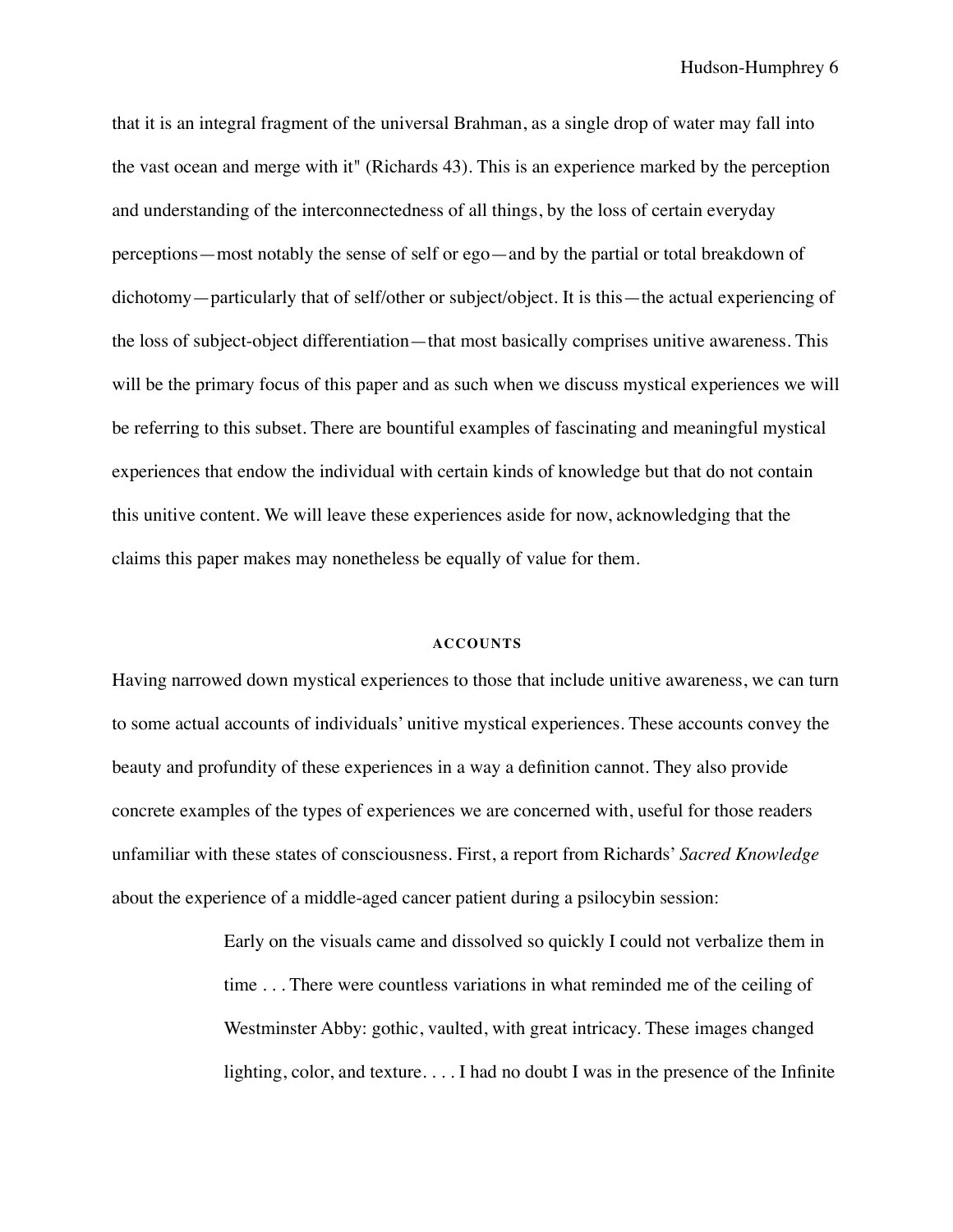that it is an integral fragment of the universal Brahman, as a single drop of water may fall into the vast ocean and merge with it" (Richards 43). This is an experience marked by the perception and understanding of the interconnectedness of all things, by the loss of certain everyday perceptions—most notably the sense of self or ego—and by the partial or total breakdown of dichotomy—particularly that of self/other or subject/object. It is this—the actual experiencing of the loss of subject-object differentiation—that most basically comprises unitive awareness. This will be the primary focus of this paper and as such when we discuss mystical experiences we will be referring to this subset. There are bountiful examples of fascinating and meaningful mystical experiences that endow the individual with certain kinds of knowledge but that do not contain this unitive content. We will leave these experiences aside for now, acknowledging that the claims this paper makes may nonetheless be equally of value for them.

## ACCOUNTS

Having narrowed down mystical experiences to those that include unitive awareness, we can turn to some actual accounts of individuals' unitive mystical experiences. These accounts convey the beauty and profundity of these experiences in a way a definition cannot. They also provide concrete examples of the types of experiences we are concerned with, useful for those readers unfamiliar with these states of consciousness. First, a report from Richards' *Sacred Knowledge* about the experience of a middle-aged cancer patient during a psilocybin session:

> Early on the visuals came and dissolved so quickly I could not verbalize them in time . . . There were countless variations in what reminded me of the ceiling of Westminster Abby: gothic, vaulted, with great intricacy. These images changed lighting, color, and texture. . . . I had no doubt I was in the presence of the Infinite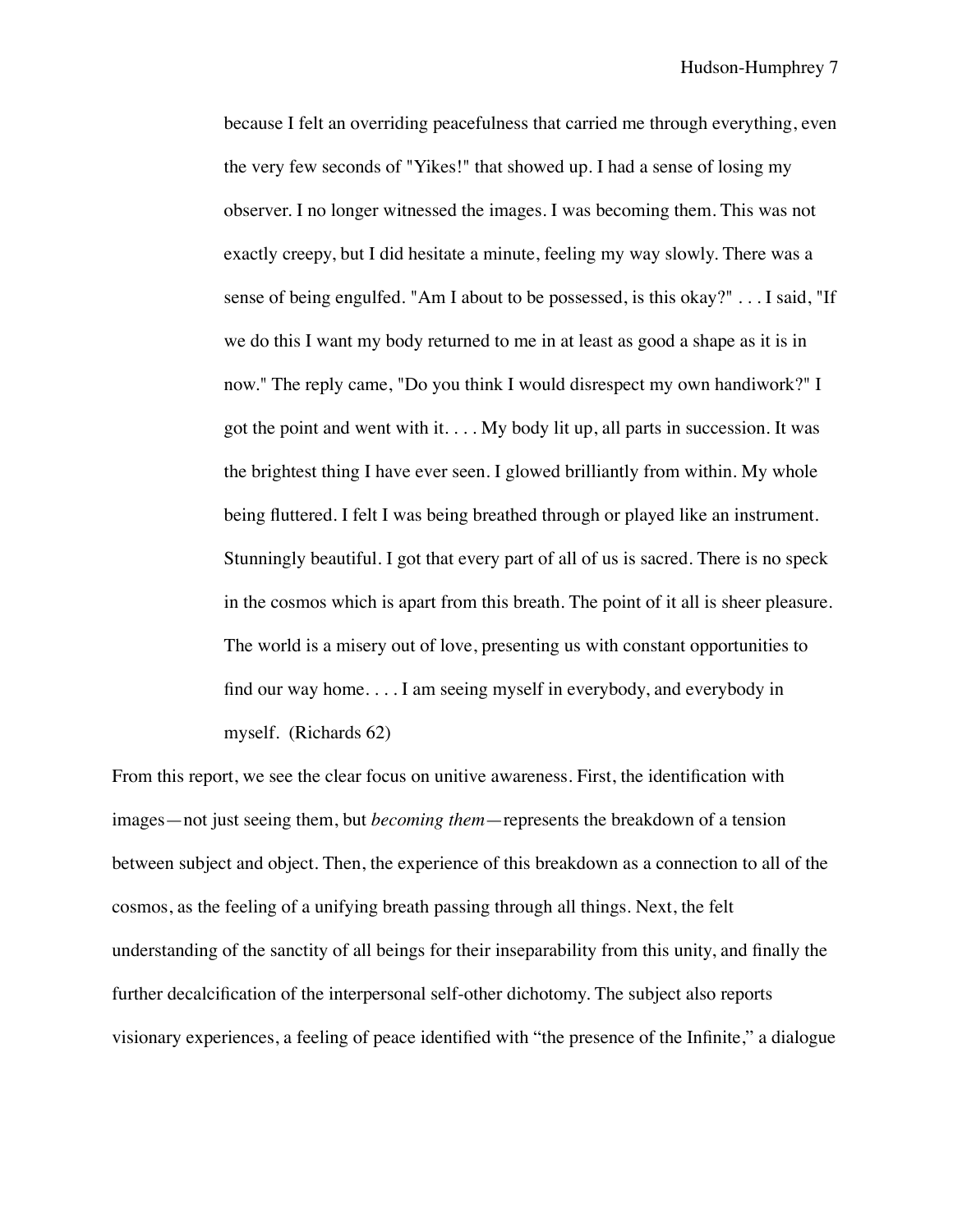> because I felt an overriding peacefulness that carried me through everything, even the very few seconds of "Yikes!" that showed up. I had a sense of losing my observer. I no longer witnessed the images. I was becoming them. This was not exactly creepy, but I did hesitate a minute, feeling my way slowly. There was a sense of being engulfed. "Am I about to be possessed, is this okay?" . . . I said, "If we do this I want my body returned to me in at least as good a shape as it is in now." The reply came, "Do you think I would disrespect my own handiwork?" I got the point and went with it. . . . My body lit up, all parts in succession. It was the brightest thing I have ever seen. I glowed brilliantly from within. My whole being fluttered. I felt I was being breathed through or played like an instrument. Stunningly beautiful. I got that every part of all of us is sacred. There is no speck in the cosmos which is apart from this breath. The point of it all is sheer pleasure. The world is a misery out of love, presenting us with constant opportunities to find our way home. . . . I am seeing myself in everybody, and everybody in myself. (Richards 62)

From this report, we see the clear focus on unitive awareness. First, the identification with images—not just seeing them, but *becoming them*—represents the breakdown of a tension between subject and object. Then, the experience of this breakdown as a connection to all of the cosmos, as the feeling of a unifying breath passing through all things. Next, the felt understanding of the sanctity of all beings for their inseparability from this unity, and finally the further decalcification of the interpersonal self-other dichotomy. The subject also reports visionary experiences, a feeling of peace identified with "the presence of the Infinite," a dialogue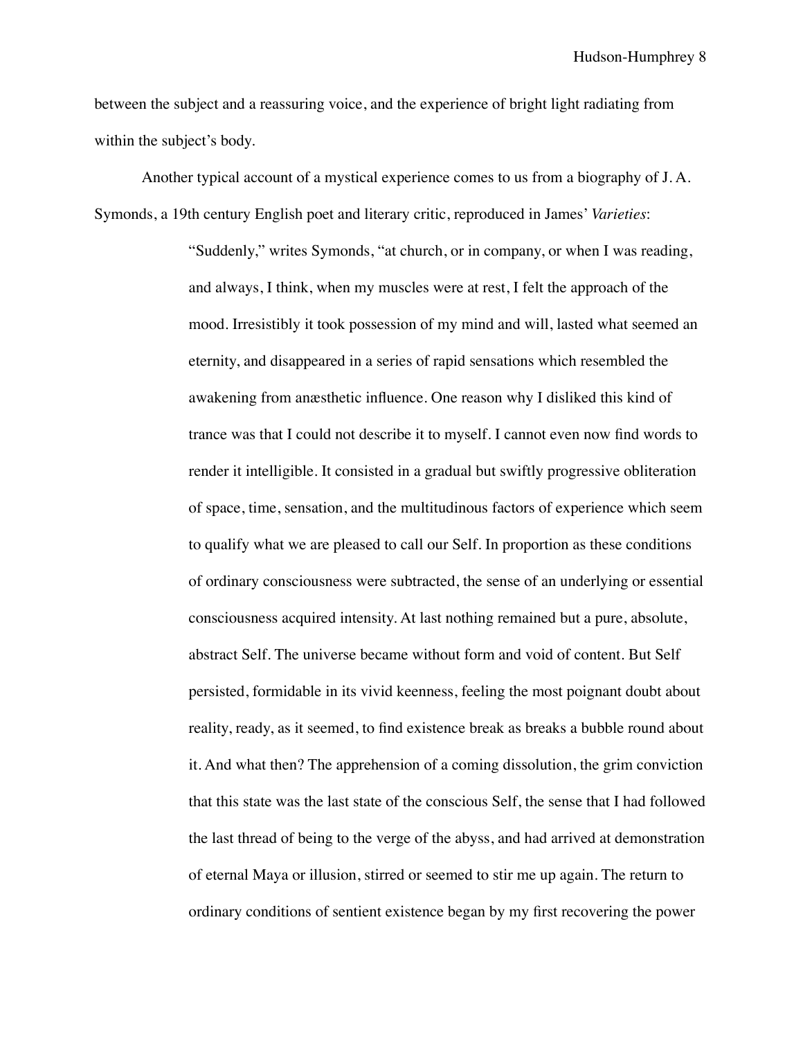between the subject and a reassuring voice, and the experience of bright light radiating from within the subject's body.

Another typical account of a mystical experience comes to us from a biography of J. A. Symonds, a 19th century English poet and literary critic, reproduced in James' *Varieties*:

> "Suddenly," writes Symonds, "at church, or in company, or when I was reading, and always, I think, when my muscles were at rest, I felt the approach of the mood. Irresistibly it took possession of my mind and will, lasted what seemed an eternity, and disappeared in a series of rapid sensations which resembled the awakening from anæsthetic influence. One reason why I disliked this kind of trance was that I could not describe it to myself. I cannot even now find words to render it intelligible. It consisted in a gradual but swiftly progressive obliteration of space, time, sensation, and the multitudinous factors of experience which seem to qualify what we are pleased to call our Self. In proportion as these conditions of ordinary consciousness were subtracted, the sense of an underlying or essential consciousness acquired intensity. At last nothing remained but a pure, absolute, abstract Self. The universe became without form and void of content. But Self persisted, formidable in its vivid keenness, feeling the most poignant doubt about reality, ready, as it seemed, to find existence break as breaks a bubble round about it. And what then? The apprehension of a coming dissolution, the grim conviction that this state was the last state of the conscious Self, the sense that I had followed the last thread of being to the verge of the abyss, and had arrived at demonstration of eternal Maya or illusion, stirred or seemed to stir me up again. The return to ordinary conditions of sentient existence began by my first recovering the power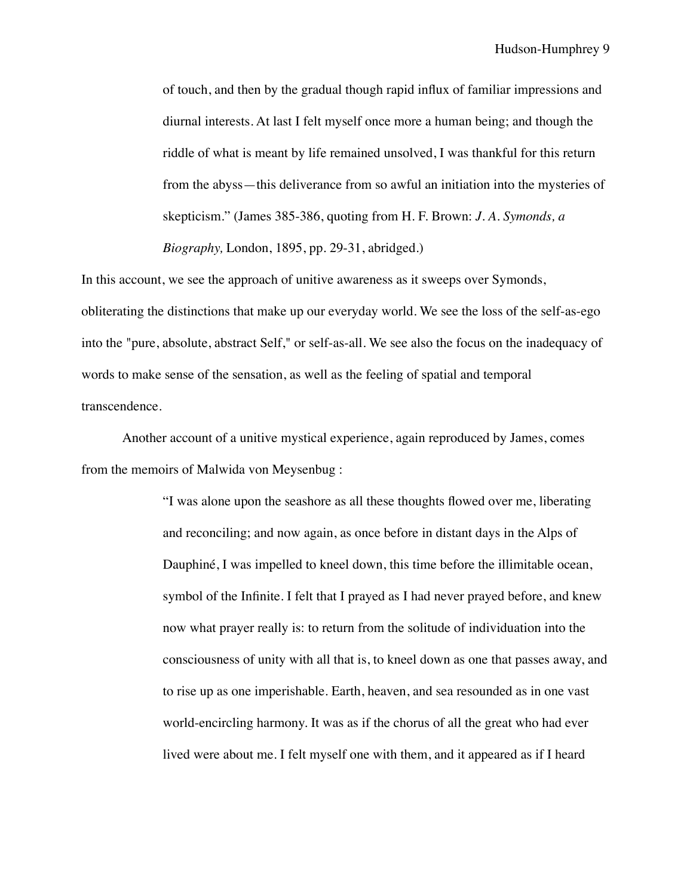> of touch, and then by the gradual though rapid influx of familiar impressions and diurnal interests. At last I felt myself once more a human being; and though the riddle of what is meant by life remained unsolved, I was thankful for this return from the abyss—this deliverance from so awful an initiation into the mysteries of skepticism." (James 385-386, quoting from H. F. Brown: *J. A. Symonds, a Biography,* London, 1895, pp. 29-31, abridged.)

In this account, we see the approach of unitive awareness as it sweeps over Symonds, obliterating the distinctions that make up our everyday world. We see the loss of the self-as-ego into the "pure, absolute, abstract Self," or self-as-all. We see also the focus on the inadequacy of words to make sense of the sensation, as well as the feeling of spatial and temporal transcendence.

Another account of a unitive mystical experience, again reproduced by James, comes from the memoirs of Malwida von Meysenbug :

> "I was alone upon the seashore as all these thoughts flowed over me, liberating and reconciling; and now again, as once before in distant days in the Alps of Dauphiné, I was impelled to kneel down, this time before the illimitable ocean, symbol of the Infinite. I felt that I prayed as I had never prayed before, and knew now what prayer really is: to return from the solitude of individuation into the consciousness of unity with all that is, to kneel down as one that passes away, and to rise up as one imperishable. Earth, heaven, and sea resounded as in one vast world-encircling harmony. It was as if the chorus of all the great who had ever lived were about me. I felt myself one with them, and it appeared as if I heard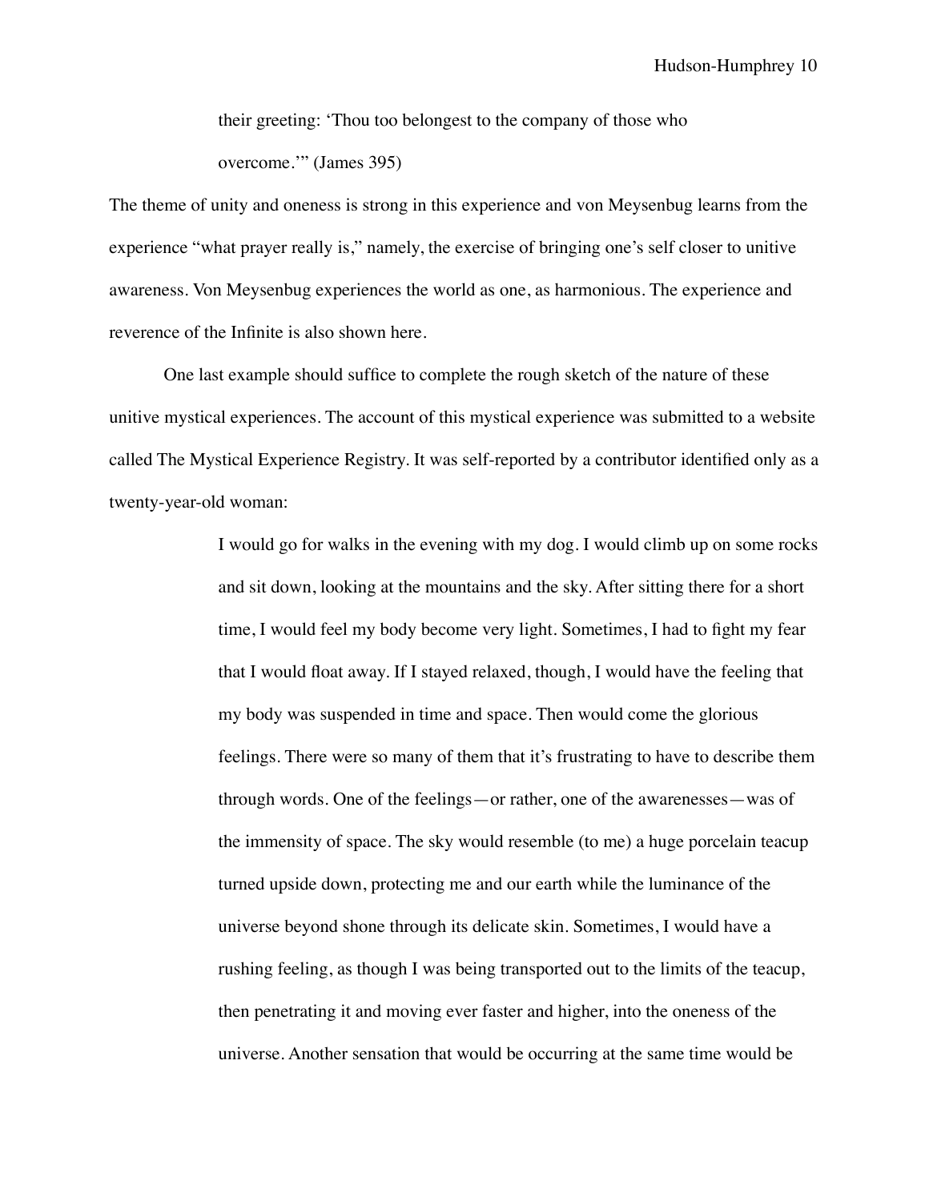> their greeting: 'Thou too belongest to the company of those who overcome.'" (James 395)

The theme of unity and oneness is strong in this experience and von Meysenbug learns from the experience "what prayer really is," namely, the exercise of bringing one's self closer to unitive awareness. Von Meysenbug experiences the world as one, as harmonious. The experience and reverence of the Infinite is also shown here.

One last example should suffice to complete the rough sketch of the nature of these unitive mystical experiences. The account of this mystical experience was submitted to a website called The Mystical Experience Registry. It was self-reported by a contributor identified only as a twenty-year-old woman:

> I would go for walks in the evening with my dog. I would climb up on some rocks and sit down, looking at the mountains and the sky. After sitting there for a short time, I would feel my body become very light. Sometimes, I had to fight my fear that I would float away. If I stayed relaxed, though, I would have the feeling that my body was suspended in time and space. Then would come the glorious feelings. There were so many of them that it's frustrating to have to describe them through words. One of the feelings—or rather, one of the awarenesses—was of the immensity of space. The sky would resemble (to me) a huge porcelain teacup turned upside down, protecting me and our earth while the luminance of the universe beyond shone through its delicate skin. Sometimes, I would have a rushing feeling, as though I was being transported out to the limits of the teacup, then penetrating it and moving ever faster and higher, into the oneness of the universe. Another sensation that would be occurring at the same time would be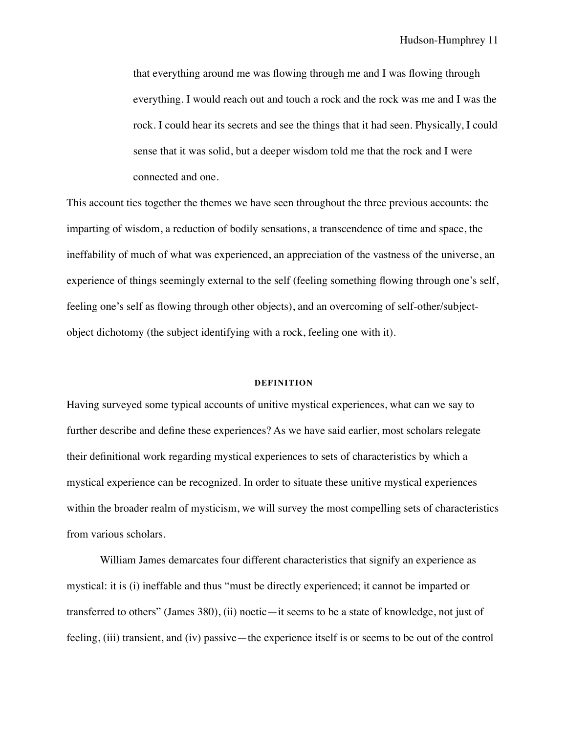> that everything around me was flowing through me and I was flowing through everything. I would reach out and touch a rock and the rock was me and I was the rock. I could hear its secrets and see the things that it had seen. Physically, I could sense that it was solid, but a deeper wisdom told me that the rock and I were connected and one.

This account ties together the themes we have seen throughout the three previous accounts: the imparting of wisdom, a reduction of bodily sensations, a transcendence of time and space, the ineffability of much of what was experienced, an appreciation of the vastness of the universe, an experience of things seemingly external to the self (feeling something flowing through one's self, feeling one's self as flowing through other objects), and an overcoming of self-other/subject-object dichotomy (the subject identifying with a rock, feeling one with it).

## DEFINITION

Having surveyed some typical accounts of unitive mystical experiences, what can we say to further describe and define these experiences? As we have said earlier, most scholars relegate their definitional work regarding mystical experiences to sets of characteristics by which a mystical experience can be recognized. In order to situate these unitive mystical experiences within the broader realm of mysticism, we will survey the most compelling sets of characteristics from various scholars.

William James demarcates four different characteristics that signify an experience as mystical: it is (i) ineffable and thus "must be directly experienced; it cannot be imparted or transferred to others" (James 380), (ii) noetic—it seems to be a state of knowledge, not just of feeling, (iii) transient, and (iv) passive—the experience itself is or seems to be out of the control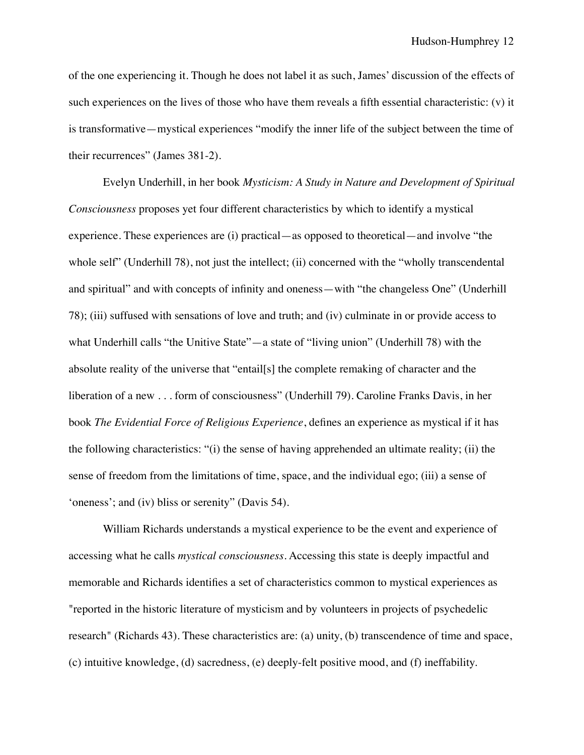of the one experiencing it. Though he does not label it as such, James' discussion of the effects of such experiences on the lives of those who have them reveals a fifth essential characteristic: (v) it is transformative—mystical experiences "modify the inner life of the subject between the time of their recurrences" (James 381-2).

Evelyn Underhill, in her book *Mysticism: A Study in Nature and Development of Spiritual Consciousness* proposes yet four different characteristics by which to identify a mystical experience. These experiences are (i) practical—as opposed to theoretical—and involve "the whole self" (Underhill 78), not just the intellect; (ii) concerned with the "wholly transcendental and spiritual" and with concepts of infinity and oneness—with "the changeless One" (Underhill 78); (iii) suffused with sensations of love and truth; and (iv) culminate in or provide access to what Underhill calls "the Unitive State"—a state of "living union" (Underhill 78) with the absolute reality of the universe that "entail[s] the complete remaking of character and the liberation of a new . . . form of consciousness" (Underhill 79). Caroline Franks Davis, in her book *The Evidential Force of Religious Experience*, defines an experience as mystical if it has the following characteristics: "(i) the sense of having apprehended an ultimate reality; (ii) the sense of freedom from the limitations of time, space, and the individual ego; (iii) a sense of 'oneness'; and (iv) bliss or serenity" (Davis 54).

William Richards understands a mystical experience to be the event and experience of accessing what he calls *mystical consciousness*. Accessing this state is deeply impactful and memorable and Richards identifies a set of characteristics common to mystical experiences as "reported in the historic literature of mysticism and by volunteers in projects of psychedelic research" (Richards 43). These characteristics are: (a) unity, (b) transcendence of time and space, (c) intuitive knowledge, (d) sacredness, (e) deeply-felt positive mood, and (f) ineffability.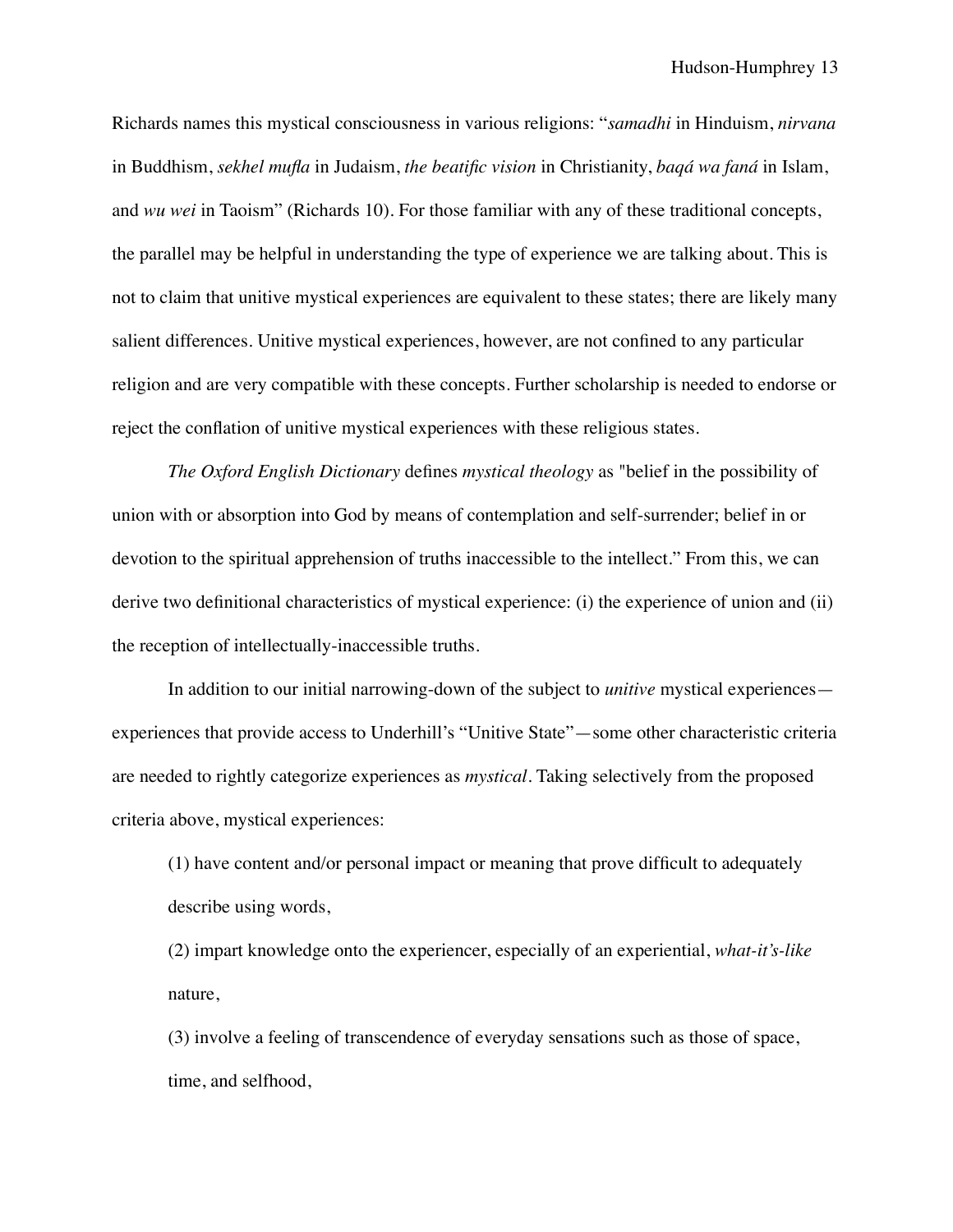Richards names this mystical consciousness in various religions: "*samadhi* in Hinduism, *nirvana* in Buddhism, *sekhel mufla* in Judaism, *the beatific vision* in Christianity, *baqá wa faná* in Islam, and *wu wei* in Taoism" (Richards 10). For those familiar with any of these traditional concepts, the parallel may be helpful in understanding the type of experience we are talking about. This is not to claim that unitive mystical experiences are equivalent to these states; there are likely many salient differences. Unitive mystical experiences, however, are not confined to any particular religion and are very compatible with these concepts. Further scholarship is needed to endorse or reject the conflation of unitive mystical experiences with these religious states.

*The Oxford English Dictionary* defines *mystical theology* as "belief in the possibility of union with or absorption into God by means of contemplation and self-surrender; belief in or devotion to the spiritual apprehension of truths inaccessible to the intellect." From this, we can derive two definitional characteristics of mystical experience: (i) the experience of union and (ii) the reception of intellectually-inaccessible truths.

In addition to our initial narrowing-down of the subject to *unitive* mystical experiences—experiences that provide access to Underhill's "Unitive State"—some other characteristic criteria are needed to rightly categorize experiences as *mystical*. Taking selectively from the proposed criteria above, mystical experiences:

(1) have content and/or personal impact or meaning that prove difficult to adequately describe using words,

(2) impart knowledge onto the experiencer, especially of an experiential, *what-it's-like* nature,

(3) involve a feeling of transcendence of everyday sensations such as those of space, time, and selfhood,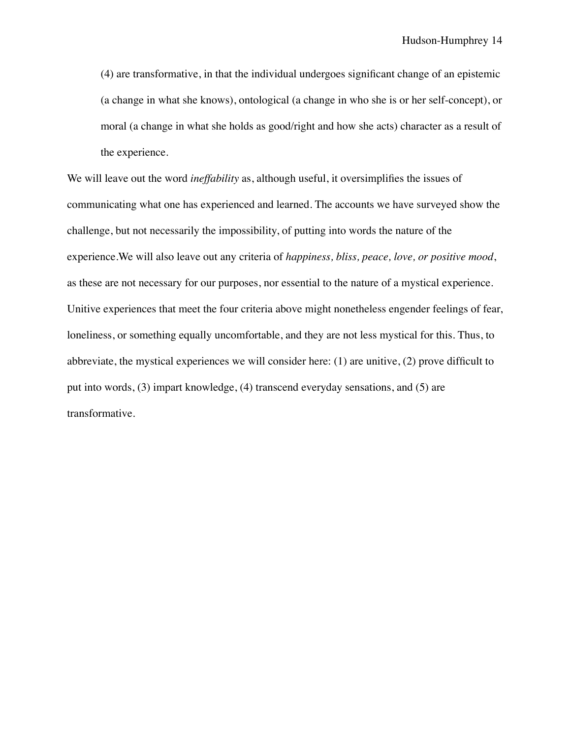(4) are transformative, in that the individual undergoes significant change of an epistemic (a change in what she knows), ontological (a change in who she is or her self-concept), or moral (a change in what she holds as good/right and how she acts) character as a result of the experience.

We will leave out the word *ineffability* as, although useful, it oversimplifies the issues of communicating what one has experienced and learned. The accounts we have surveyed show the challenge, but not necessarily the impossibility, of putting into words the nature of the experience.We will also leave out any criteria of *happiness, bliss, peace, love, or positive mood*, as these are not necessary for our purposes, nor essential to the nature of a mystical experience. Unitive experiences that meet the four criteria above might nonetheless engender feelings of fear, loneliness, or something equally uncomfortable, and they are not less mystical for this. Thus, to abbreviate, the mystical experiences we will consider here: (1) are unitive, (2) prove difficult to put into words, (3) impart knowledge, (4) transcend everyday sensations, and (5) are transformative.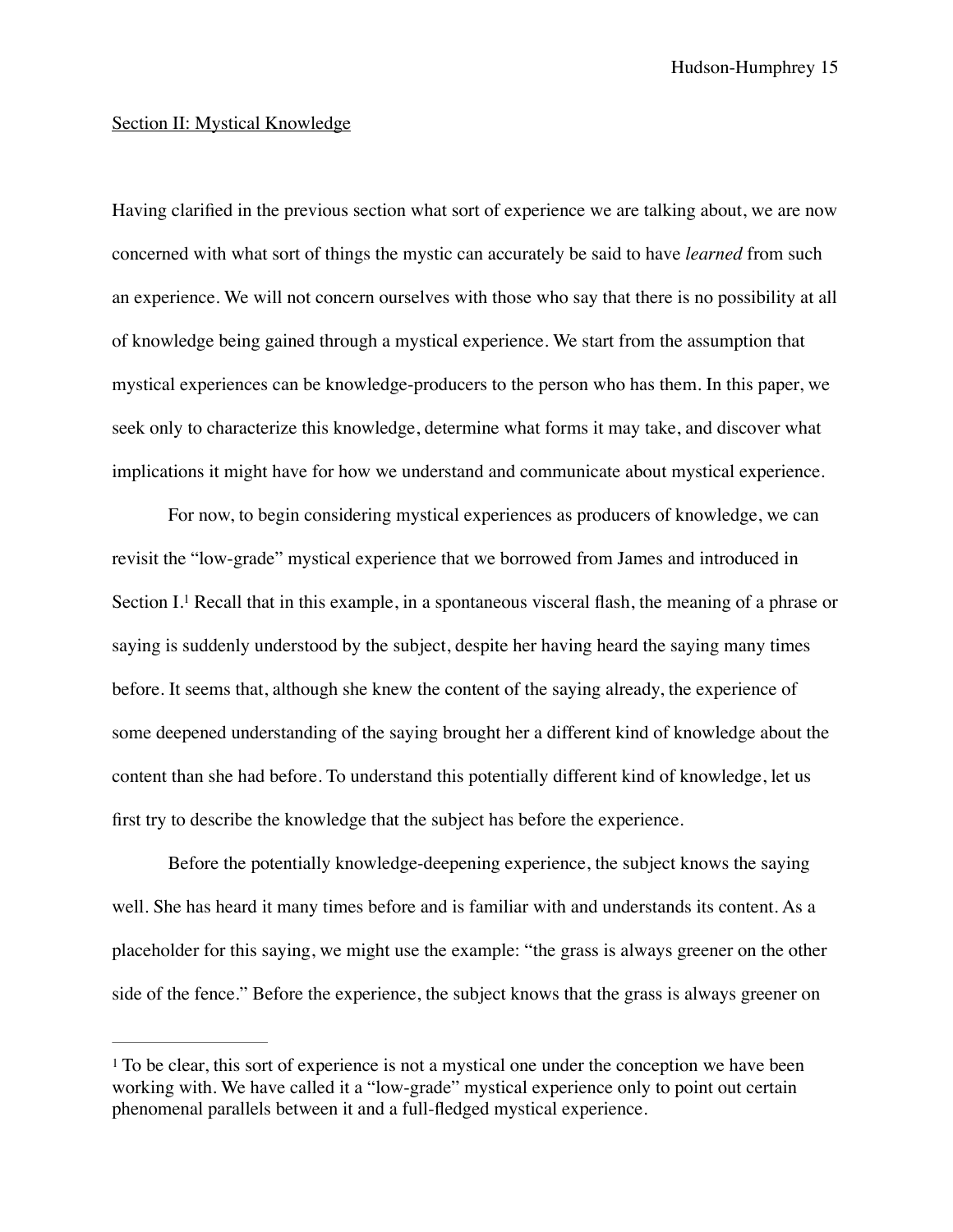Section II: Mystical Knowledge

Having clarified in the previous section what sort of experience we are talking about, we are now concerned with what sort of things the mystic can accurately be said to have *learned* from such an experience. We will not concern ourselves with those who say that there is no possibility at all of knowledge being gained through a mystical experience. We start from the assumption that mystical experiences can be knowledge-producers to the person who has them. In this paper, we seek only to characterize this knowledge, determine what forms it may take, and discover what implications it might have for how we understand and communicate about mystical experience.

For now, to begin considering mystical experiences as producers of knowledge, we can revisit the "low-grade" mystical experience that we borrowed from James and introduced in Section I.[1] Recall that in this example, in a spontaneous visceral flash, the meaning of a phrase or saying is suddenly understood by the subject, despite her having heard the saying many times before. It seems that, although she knew the content of the saying already, the experience of some deepened understanding of the saying brought her a different kind of knowledge about the content than she had before. To understand this potentially different kind of knowledge, let us first try to describe the knowledge that the subject has before the experience.

Before the potentially knowledge-deepening experience, the subject knows the saying well. She has heard it many times before and is familiar with and understands its content. As a placeholder for this saying, we might use the example: "the grass is always greener on the other side of the fence." Before the experience, the subject knows that the grass is always greener on

---

[1] To be clear, this sort of experience is not a mystical one under the conception we have been working with. We have called it a "low-grade" mystical experience only to point out certain phenomenal parallels between it and a full-fledged mystical experience.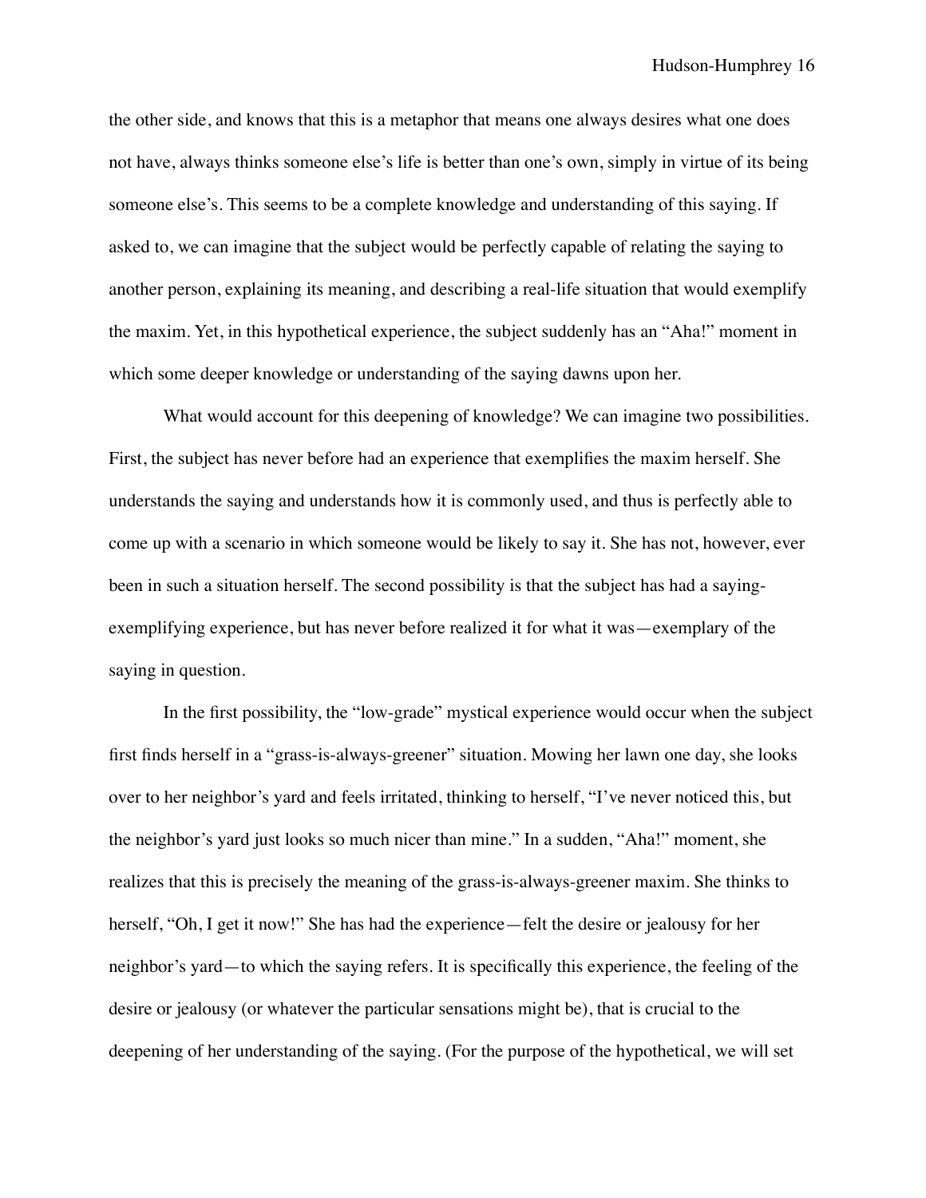the other side, and knows that this is a metaphor that means one always desires what one does not have, always thinks someone else's life is better than one's own, simply in virtue of its being someone else's. This seems to be a complete knowledge and understanding of this saying. If asked to, we can imagine that the subject would be perfectly capable of relating the saying to another person, explaining its meaning, and describing a real-life situation that would exemplify the maxim. Yet, in this hypothetical experience, the subject suddenly has an "Aha!" moment in which some deeper knowledge or understanding of the saying dawns upon her.

What would account for this deepening of knowledge? We can imagine two possibilities. First, the subject has never before had an experience that exemplifies the maxim herself. She understands the saying and understands how it is commonly used, and thus is perfectly able to come up with a scenario in which someone would be likely to say it. She has not, however, ever been in such a situation herself. The second possibility is that the subject has had a saying-exemplifying experience, but has never before realized it for what it was—exemplary of the saying in question.

In the first possibility, the "low-grade" mystical experience would occur when the subject first finds herself in a "grass-is-always-greener" situation. Mowing her lawn one day, she looks over to her neighbor's yard and feels irritated, thinking to herself, "I've never noticed this, but the neighbor's yard just looks so much nicer than mine." In a sudden, "Aha!" moment, she realizes that this is precisely the meaning of the grass-is-always-greener maxim. She thinks to herself, "Oh, I get it now!" She has had the experience—felt the desire or jealousy for her neighbor's yard—to which the saying refers. It is specifically this experience, the feeling of the desire or jealousy (or whatever the particular sensations might be), that is crucial to the deepening of her understanding of the saying. (For the purpose of the hypothetical, we will set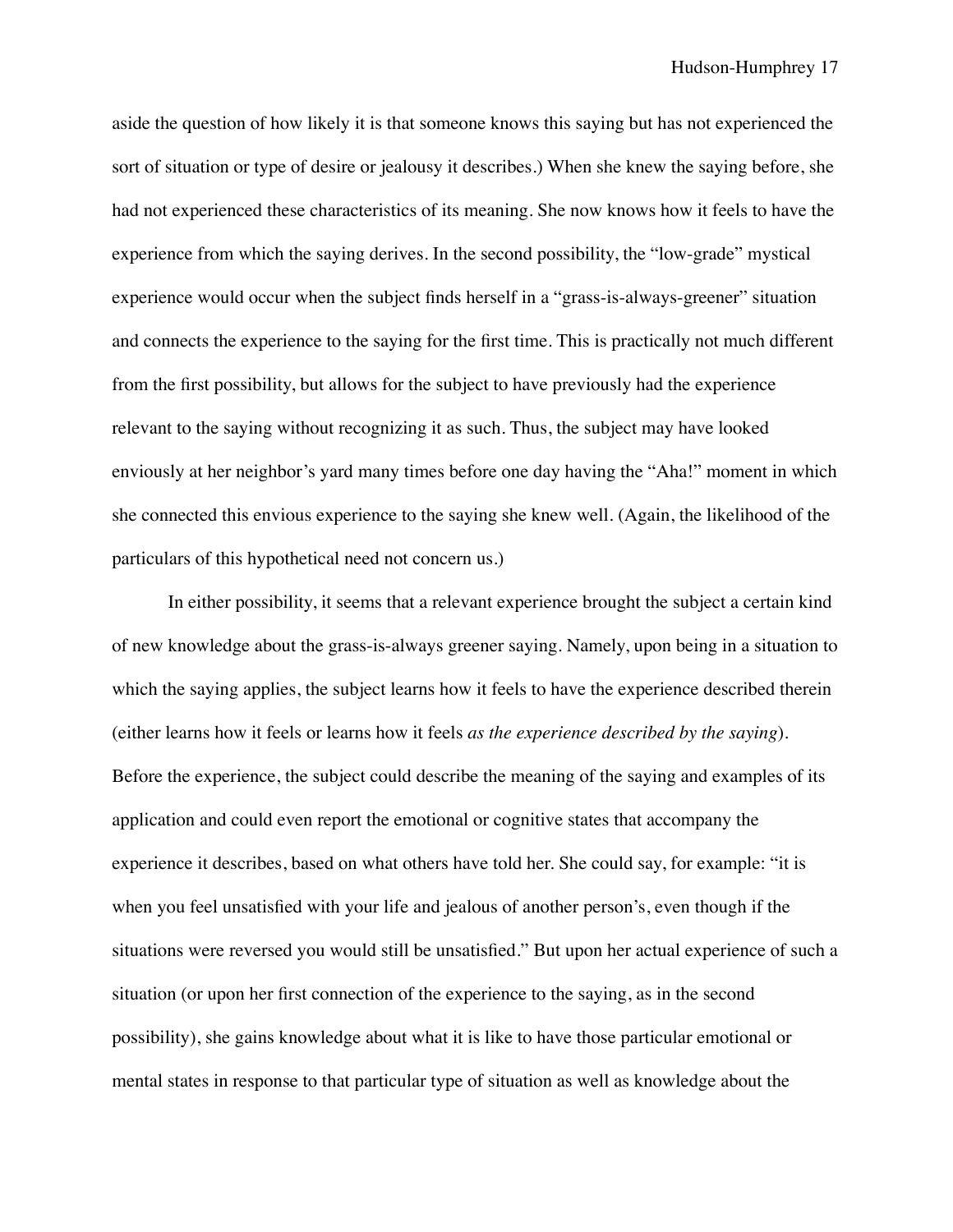aside the question of how likely it is that someone knows this saying but has not experienced the sort of situation or type of desire or jealousy it describes.) When she knew the saying before, she had not experienced these characteristics of its meaning. She now knows how it feels to have the experience from which the saying derives. In the second possibility, the "low-grade" mystical experience would occur when the subject finds herself in a "grass-is-always-greener" situation and connects the experience to the saying for the first time. This is practically not much different from the first possibility, but allows for the subject to have previously had the experience relevant to the saying without recognizing it as such. Thus, the subject may have looked enviously at her neighbor's yard many times before one day having the "Aha!" moment in which she connected this envious experience to the saying she knew well. (Again, the likelihood of the particulars of this hypothetical need not concern us.)

In either possibility, it seems that a relevant experience brought the subject a certain kind of new knowledge about the grass-is-always greener saying. Namely, upon being in a situation to which the saying applies, the subject learns how it feels to have the experience described therein (either learns how it feels or learns how it feels *as the experience described by the saying*). Before the experience, the subject could describe the meaning of the saying and examples of its application and could even report the emotional or cognitive states that accompany the experience it describes, based on what others have told her. She could say, for example: "it is when you feel unsatisfied with your life and jealous of another person's, even though if the situations were reversed you would still be unsatisfied." But upon her actual experience of such a situation (or upon her first connection of the experience to the saying, as in the second possibility), she gains knowledge about what it is like to have those particular emotional or mental states in response to that particular type of situation as well as knowledge about the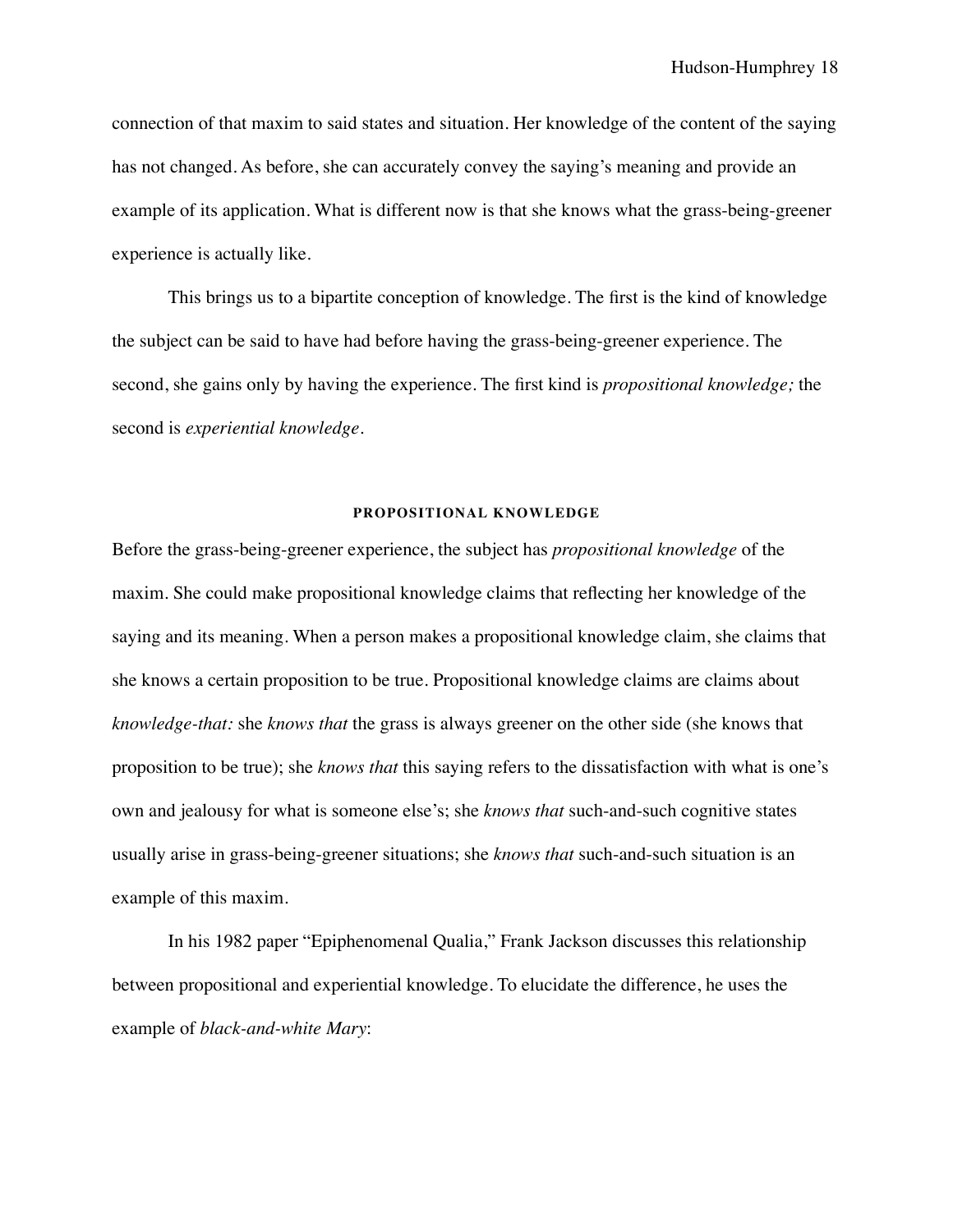connection of that maxim to said states and situation. Her knowledge of the content of the saying has not changed. As before, she can accurately convey the saying's meaning and provide an example of its application. What is different now is that she knows what the grass-being-greener experience is actually like.

This brings us to a bipartite conception of knowledge. The first is the kind of knowledge the subject can be said to have had before having the grass-being-greener experience. The second, she gains only by having the experience. The first kind is *propositional knowledge;* the second is *experiential knowledge*.

## PROPOSITIONAL KNOWLEDGE

Before the grass-being-greener experience, the subject has *propositional knowledge* of the maxim. She could make propositional knowledge claims that reflecting her knowledge of the saying and its meaning. When a person makes a propositional knowledge claim, she claims that she knows a certain proposition to be true. Propositional knowledge claims are claims about *knowledge-that:* she *knows that* the grass is always greener on the other side (she knows that proposition to be true); she *knows that* this saying refers to the dissatisfaction with what is one's own and jealousy for what is someone else's; she *knows that* such-and-such cognitive states usually arise in grass-being-greener situations; she *knows that* such-and-such situation is an example of this maxim.

In his 1982 paper "Epiphenomenal Qualia," Frank Jackson discusses this relationship between propositional and experiential knowledge. To elucidate the difference, he uses the example of *black-and-white Mary*: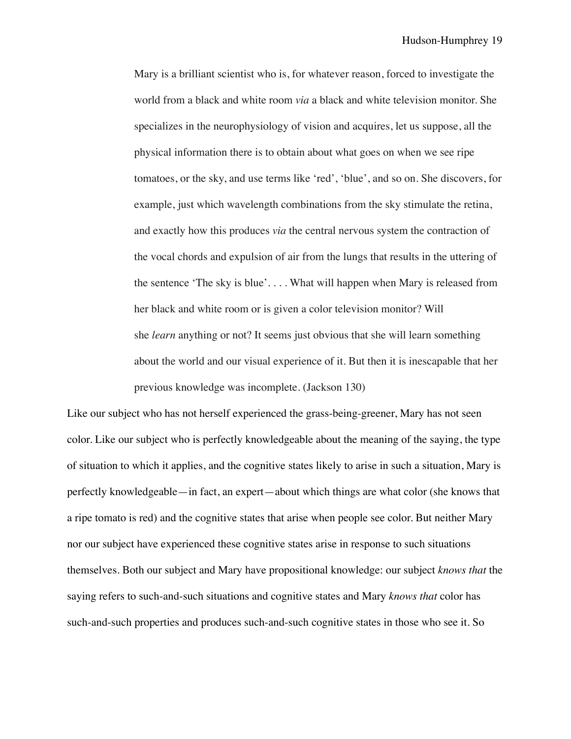> Mary is a brilliant scientist who is, for whatever reason, forced to investigate the world from a black and white room *via* a black and white television monitor. She specializes in the neurophysiology of vision and acquires, let us suppose, all the physical information there is to obtain about what goes on when we see ripe tomatoes, or the sky, and use terms like 'red', 'blue', and so on. She discovers, for example, just which wavelength combinations from the sky stimulate the retina, and exactly how this produces *via* the central nervous system the contraction of the vocal chords and expulsion of air from the lungs that results in the uttering of the sentence 'The sky is blue'. . . . What will happen when Mary is released from her black and white room or is given a color television monitor? Will she *learn* anything or not? It seems just obvious that she will learn something about the world and our visual experience of it. But then it is inescapable that her previous knowledge was incomplete. (Jackson 130)

Like our subject who has not herself experienced the grass-being-greener, Mary has not seen color. Like our subject who is perfectly knowledgeable about the meaning of the saying, the type of situation to which it applies, and the cognitive states likely to arise in such a situation, Mary is perfectly knowledgeable—in fact, an expert—about which things are what color (she knows that a ripe tomato is red) and the cognitive states that arise when people see color. But neither Mary nor our subject have experienced these cognitive states arise in response to such situations themselves. Both our subject and Mary have propositional knowledge: our subject *knows that* the saying refers to such-and-such situations and cognitive states and Mary *knows that* color has such-and-such properties and produces such-and-such cognitive states in those who see it. So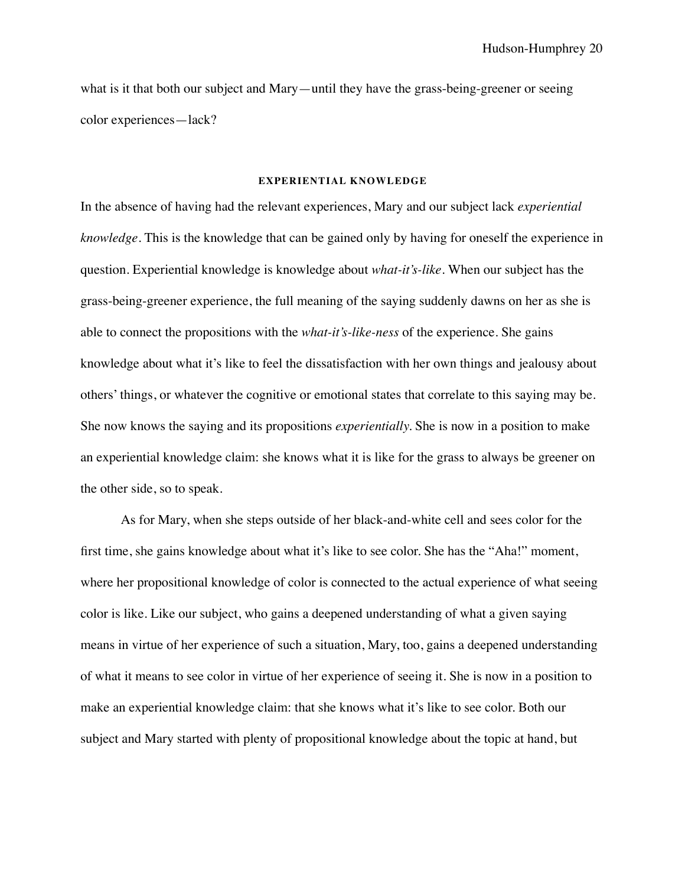what is it that both our subject and Mary—until they have the grass-being-greener or seeing color experiences—lack?

## EXPERIENTIAL KNOWLEDGE

In the absence of having had the relevant experiences, Mary and our subject lack *experiential knowledge*. This is the knowledge that can be gained only by having for oneself the experience in question. Experiential knowledge is knowledge about *what-it's-like*. When our subject has the grass-being-greener experience, the full meaning of the saying suddenly dawns on her as she is able to connect the propositions with the *what-it's-like-ness* of the experience. She gains knowledge about what it's like to feel the dissatisfaction with her own things and jealousy about others' things, or whatever the cognitive or emotional states that correlate to this saying may be. She now knows the saying and its propositions *experientially*. She is now in a position to make an experiential knowledge claim: she knows what it is like for the grass to always be greener on the other side, so to speak.

As for Mary, when she steps outside of her black-and-white cell and sees color for the first time, she gains knowledge about what it's like to see color. She has the "Aha!" moment, where her propositional knowledge of color is connected to the actual experience of what seeing color is like. Like our subject, who gains a deepened understanding of what a given saying means in virtue of her experience of such a situation, Mary, too, gains a deepened understanding of what it means to see color in virtue of her experience of seeing it. She is now in a position to make an experiential knowledge claim: that she knows what it's like to see color. Both our subject and Mary started with plenty of propositional knowledge about the topic at hand, but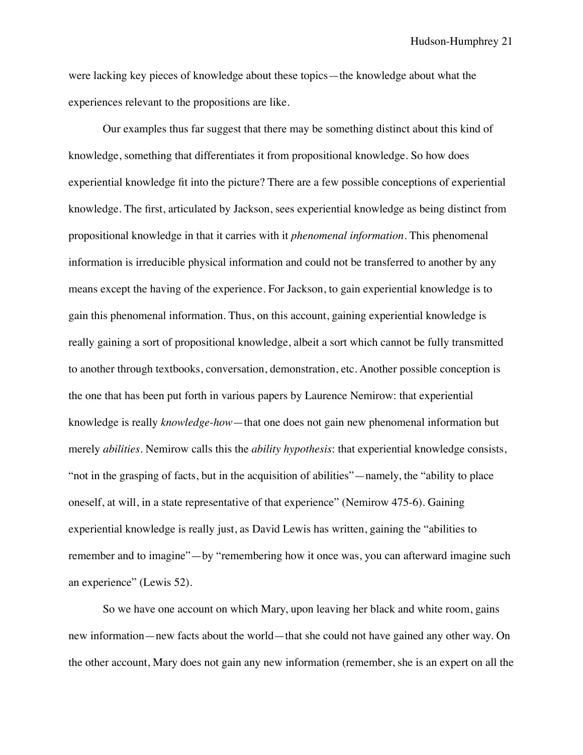were lacking key pieces of knowledge about these topics—the knowledge about what the experiences relevant to the propositions are like.

Our examples thus far suggest that there may be something distinct about this kind of knowledge, something that differentiates it from propositional knowledge. So how does experiential knowledge fit into the picture? There are a few possible conceptions of experiential knowledge. The first, articulated by Jackson, sees experiential knowledge as being distinct from propositional knowledge in that it carries with it *phenomenal information*. This phenomenal information is irreducible physical information and could not be transferred to another by any means except the having of the experience. For Jackson, to gain experiential knowledge is to gain this phenomenal information. Thus, on this account, gaining experiential knowledge is really gaining a sort of propositional knowledge, albeit a sort which cannot be fully transmitted to another through textbooks, conversation, demonstration, etc. Another possible conception is the one that has been put forth in various papers by Laurence Nemirow: that experiential knowledge is really *knowledge-how*—that one does not gain new phenomenal information but merely *abilities*. Nemirow calls this the *ability hypothesis*: that experiential knowledge consists, "not in the grasping of facts, but in the acquisition of abilities"—namely, the "ability to place oneself, at will, in a state representative of that experience" (Nemirow 475-6). Gaining experiential knowledge is really just, as David Lewis has written, gaining the "abilities to remember and to imagine"—by "remembering how it once was, you can afterward imagine such an experience" (Lewis 52).

So we have one account on which Mary, upon leaving her black and white room, gains new information—new facts about the world—that she could not have gained any other way. On the other account, Mary does not gain any new information (remember, she is an expert on all the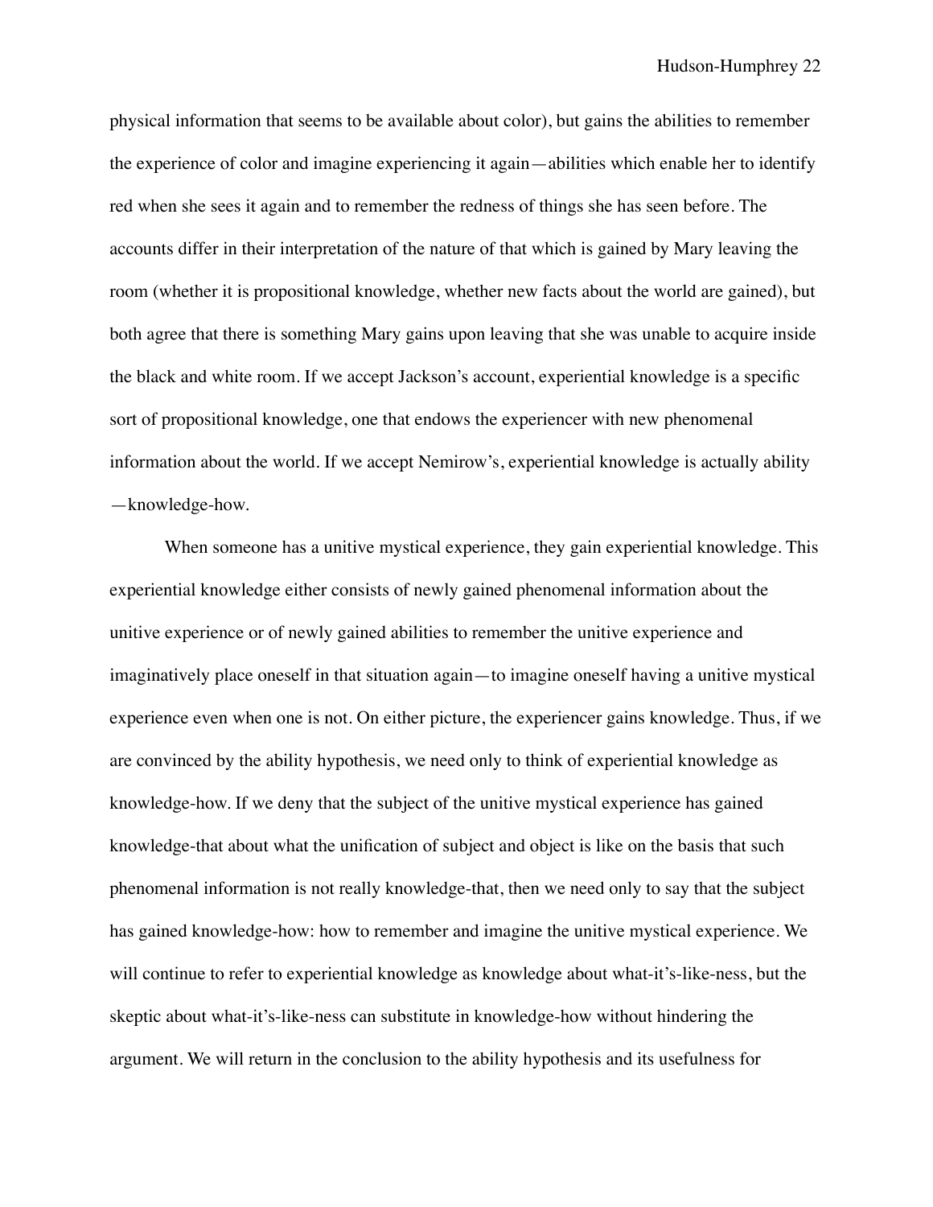physical information that seems to be available about color), but gains the abilities to remember the experience of color and imagine experiencing it again—abilities which enable her to identify red when she sees it again and to remember the redness of things she has seen before. The accounts differ in their interpretation of the nature of that which is gained by Mary leaving the room (whether it is propositional knowledge, whether new facts about the world are gained), but both agree that there is something Mary gains upon leaving that she was unable to acquire inside the black and white room. If we accept Jackson's account, experiential knowledge is a specific sort of propositional knowledge, one that endows the experiencer with new phenomenal information about the world. If we accept Nemirow's, experiential knowledge is actually ability—knowledge-how.

When someone has a unitive mystical experience, they gain experiential knowledge. This experiential knowledge either consists of newly gained phenomenal information about the unitive experience or of newly gained abilities to remember the unitive experience and imaginatively place oneself in that situation again—to imagine oneself having a unitive mystical experience even when one is not. On either picture, the experiencer gains knowledge. Thus, if we are convinced by the ability hypothesis, we need only to think of experiential knowledge as knowledge-how. If we deny that the subject of the unitive mystical experience has gained knowledge-that about what the unification of subject and object is like on the basis that such phenomenal information is not really knowledge-that, then we need only to say that the subject has gained knowledge-how: how to remember and imagine the unitive mystical experience. We will continue to refer to experiential knowledge as knowledge about what-it's-like-ness, but the skeptic about what-it's-like-ness can substitute in knowledge-how without hindering the argument. We will return in the conclusion to the ability hypothesis and its usefulness for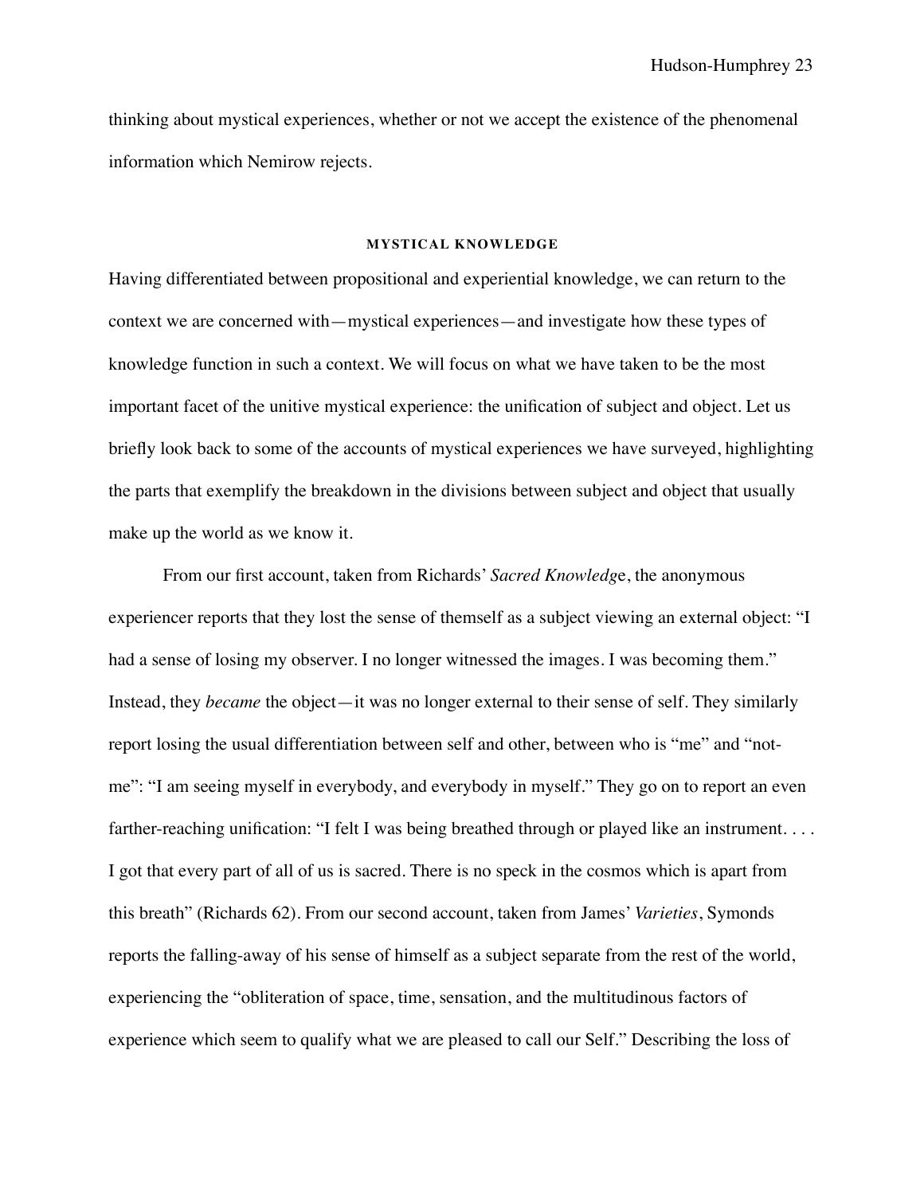thinking about mystical experiences, whether or not we accept the existence of the phenomenal information which Nemirow rejects.

## MYSTICAL KNOWLEDGE

Having differentiated between propositional and experiential knowledge, we can return to the context we are concerned with—mystical experiences—and investigate how these types of knowledge function in such a context. We will focus on what we have taken to be the most important facet of the unitive mystical experience: the unification of subject and object. Let us briefly look back to some of the accounts of mystical experiences we have surveyed, highlighting the parts that exemplify the breakdown in the divisions between subject and object that usually make up the world as we know it.

From our first account, taken from Richards' *Sacred Knowledge*, the anonymous experiencer reports that they lost the sense of themself as a subject viewing an external object: "I had a sense of losing my observer. I no longer witnessed the images. I was becoming them." Instead, they *became* the object—it was no longer external to their sense of self. They similarly report losing the usual differentiation between self and other, between who is "me" and "not-me": "I am seeing myself in everybody, and everybody in myself." They go on to report an even farther-reaching unification: "I felt I was being breathed through or played like an instrument. . . . I got that every part of all of us is sacred. There is no speck in the cosmos which is apart from this breath" (Richards 62). From our second account, taken from James' *Varieties*, Symonds reports the falling-away of his sense of himself as a subject separate from the rest of the world, experiencing the "obliteration of space, time, sensation, and the multitudinous factors of experience which seem to qualify what we are pleased to call our Self." Describing the loss of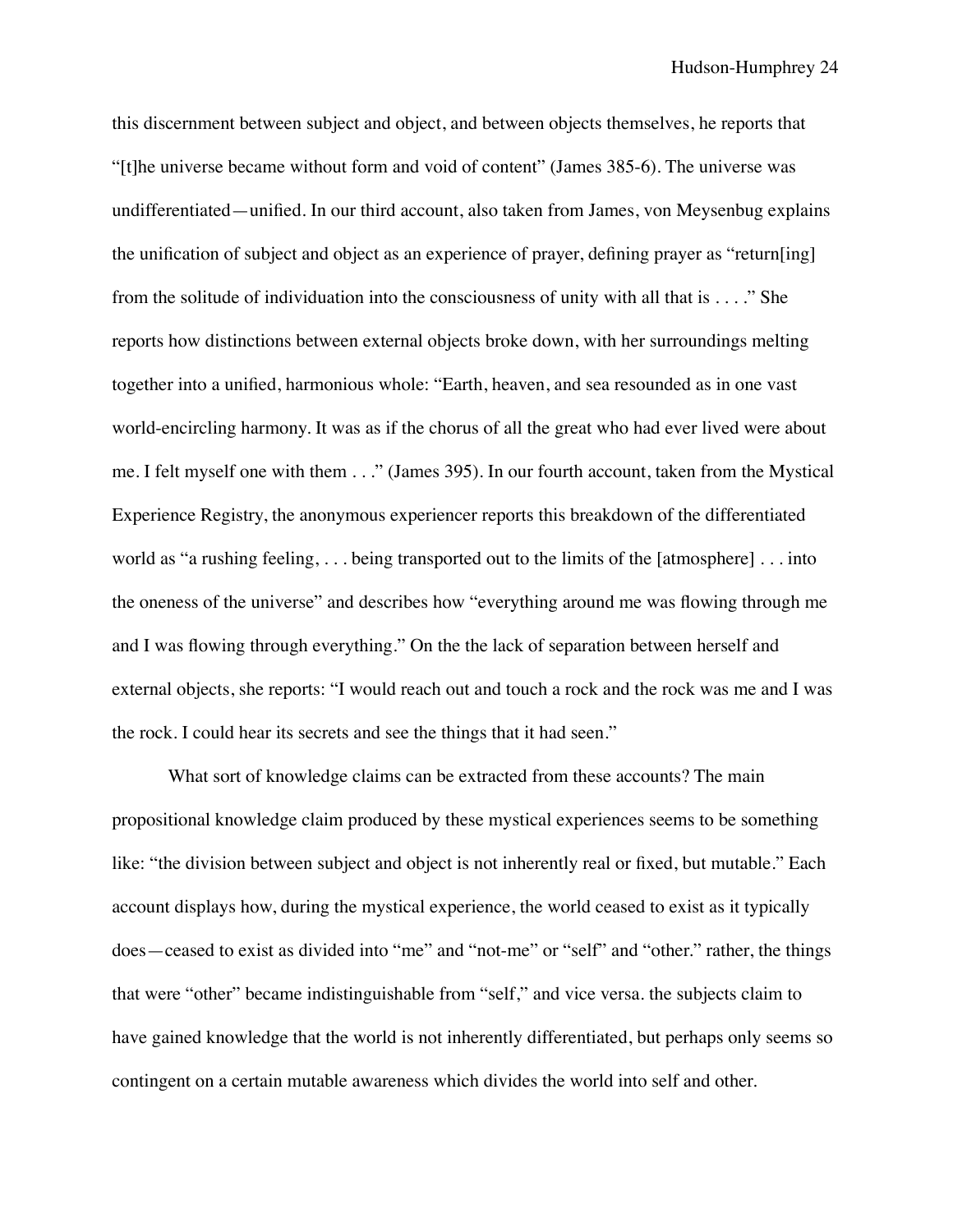this discernment between subject and object, and between objects themselves, he reports that "[t]he universe became without form and void of content" (James 385-6). The universe was undifferentiated—unified. In our third account, also taken from James, von Meysenbug explains the unification of subject and object as an experience of prayer, defining prayer as "return[ing] from the solitude of individuation into the consciousness of unity with all that is . . . ." She reports how distinctions between external objects broke down, with her surroundings melting together into a unified, harmonious whole: "Earth, heaven, and sea resounded as in one vast world-encircling harmony. It was as if the chorus of all the great who had ever lived were about me. I felt myself one with them . . ." (James 395). In our fourth account, taken from the Mystical Experience Registry, the anonymous experiencer reports this breakdown of the differentiated world as "a rushing feeling, . . . being transported out to the limits of the [atmosphere] . . . into the oneness of the universe" and describes how "everything around me was flowing through me and I was flowing through everything." On the the lack of separation between herself and external objects, she reports: "I would reach out and touch a rock and the rock was me and I was the rock. I could hear its secrets and see the things that it had seen."

What sort of knowledge claims can be extracted from these accounts? The main propositional knowledge claim produced by these mystical experiences seems to be something like: "the division between subject and object is not inherently real or fixed, but mutable." Each account displays how, during the mystical experience, the world ceased to exist as it typically does—ceased to exist as divided into "me" and "not-me" or "self" and "other." rather, the things that were "other" became indistinguishable from "self," and vice versa. the subjects claim to have gained knowledge that the world is not inherently differentiated, but perhaps only seems so contingent on a certain mutable awareness which divides the world into self and other.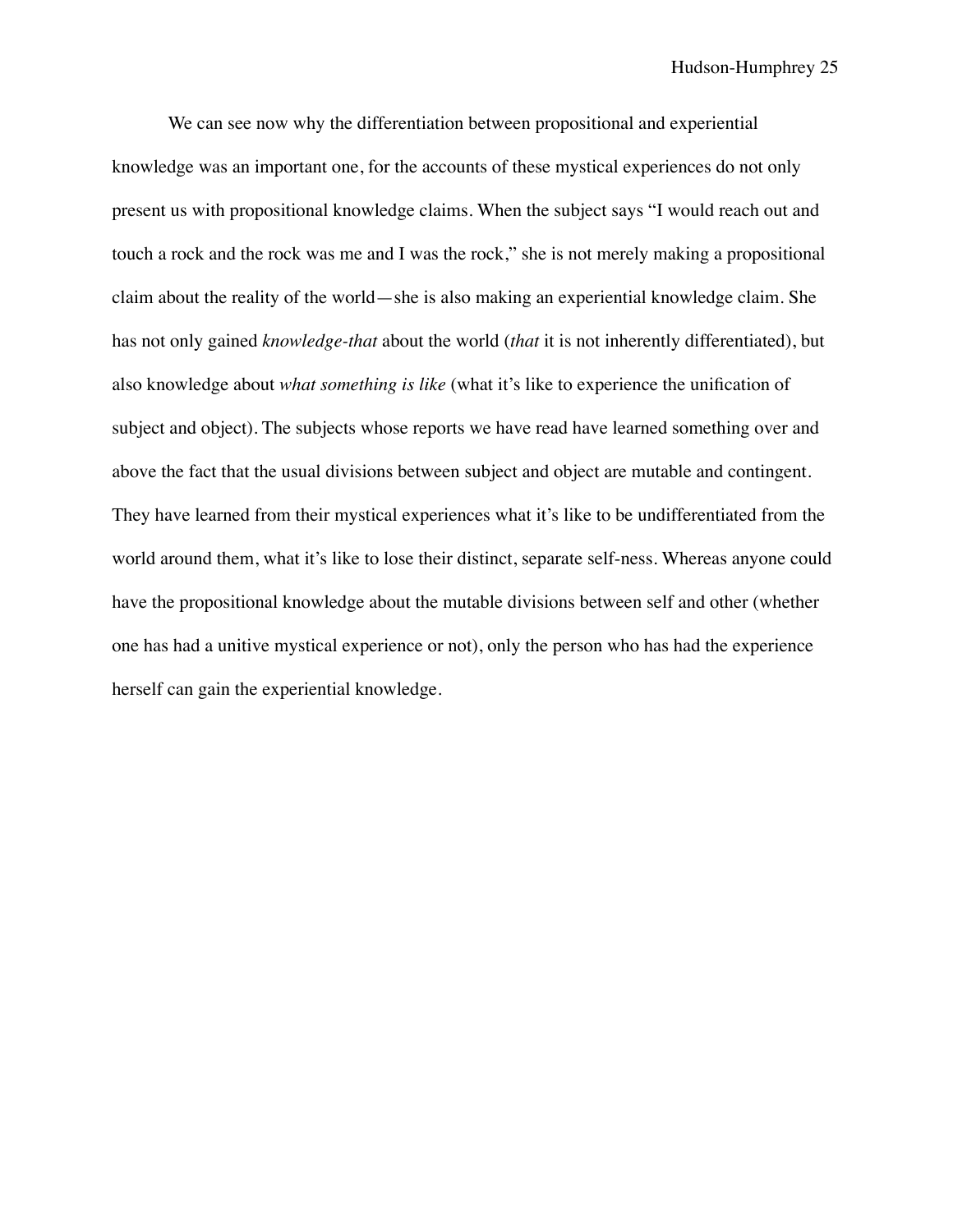We can see now why the differentiation between propositional and experiential knowledge was an important one, for the accounts of these mystical experiences do not only present us with propositional knowledge claims. When the subject says "I would reach out and touch a rock and the rock was me and I was the rock," she is not merely making a propositional claim about the reality of the world—she is also making an experiential knowledge claim. She has not only gained *knowledge-that* about the world (*that* it is not inherently differentiated), but also knowledge about *what something is like* (what it's like to experience the unification of subject and object). The subjects whose reports we have read have learned something over and above the fact that the usual divisions between subject and object are mutable and contingent. They have learned from their mystical experiences what it's like to be undifferentiated from the world around them, what it's like to lose their distinct, separate self-ness. Whereas anyone could have the propositional knowledge about the mutable divisions between self and other (whether one has had a unitive mystical experience or not), only the person who has had the experience herself can gain the experiential knowledge.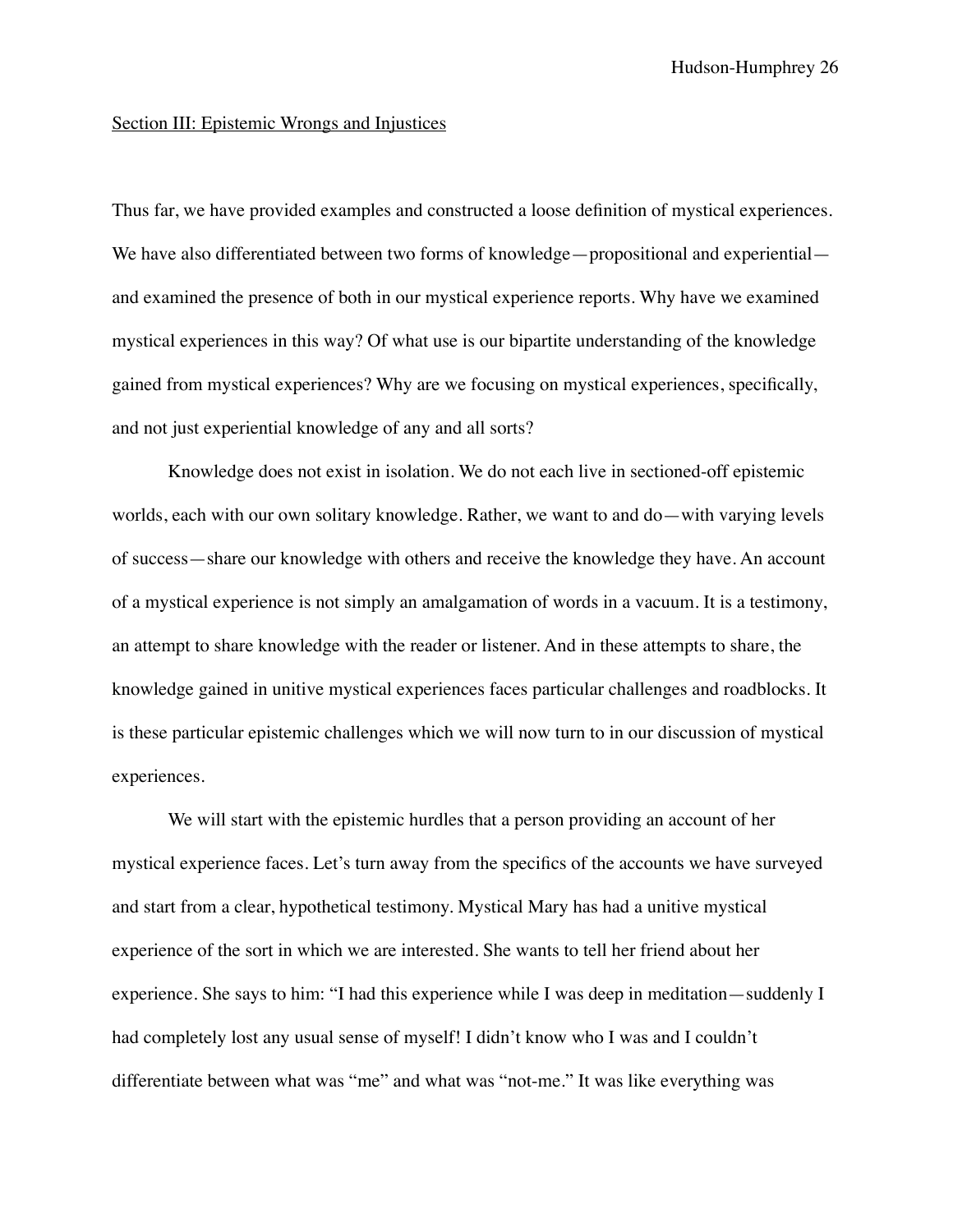<u>Section III: Epistemic Wrongs and Injustices</u>

Thus far, we have provided examples and constructed a loose definition of mystical experiences. We have also differentiated between two forms of knowledge—propositional and experiential—and examined the presence of both in our mystical experience reports. Why have we examined mystical experiences in this way? Of what use is our bipartite understanding of the knowledge gained from mystical experiences? Why are we focusing on mystical experiences, specifically, and not just experiential knowledge of any and all sorts?

Knowledge does not exist in isolation. We do not each live in sectioned-off epistemic worlds, each with our own solitary knowledge. Rather, we want to and do—with varying levels of success—share our knowledge with others and receive the knowledge they have. An account of a mystical experience is not simply an amalgamation of words in a vacuum. It is a testimony, an attempt to share knowledge with the reader or listener. And in these attempts to share, the knowledge gained in unitive mystical experiences faces particular challenges and roadblocks. It is these particular epistemic challenges which we will now turn to in our discussion of mystical experiences.

We will start with the epistemic hurdles that a person providing an account of her mystical experience faces. Let's turn away from the specifics of the accounts we have surveyed and start from a clear, hypothetical testimony. Mystical Mary has had a unitive mystical experience of the sort in which we are interested. She wants to tell her friend about her experience. She says to him: "I had this experience while I was deep in meditation—suddenly I had completely lost any usual sense of myself! I didn't know who I was and I couldn't differentiate between what was "me" and what was "not-me." It was like everything was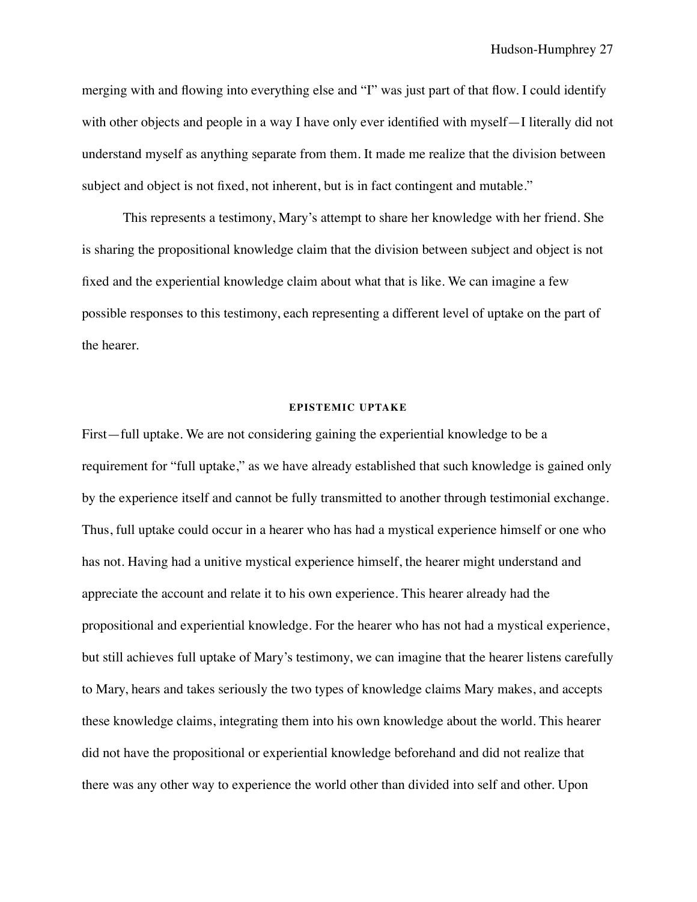merging with and flowing into everything else and "I" was just part of that flow. I could identify with other objects and people in a way I have only ever identified with myself—I literally did not understand myself as anything separate from them. It made me realize that the division between subject and object is not fixed, not inherent, but is in fact contingent and mutable."

This represents a testimony, Mary's attempt to share her knowledge with her friend. She is sharing the propositional knowledge claim that the division between subject and object is not fixed and the experiential knowledge claim about what that is like. We can imagine a few possible responses to this testimony, each representing a different level of uptake on the part of the hearer.

## EPISTEMIC UPTAKE

First—full uptake. We are not considering gaining the experiential knowledge to be a requirement for "full uptake," as we have already established that such knowledge is gained only by the experience itself and cannot be fully transmitted to another through testimonial exchange. Thus, full uptake could occur in a hearer who has had a mystical experience himself or one who has not. Having had a unitive mystical experience himself, the hearer might understand and appreciate the account and relate it to his own experience. This hearer already had the propositional and experiential knowledge. For the hearer who has not had a mystical experience, but still achieves full uptake of Mary's testimony, we can imagine that the hearer listens carefully to Mary, hears and takes seriously the two types of knowledge claims Mary makes, and accepts these knowledge claims, integrating them into his own knowledge about the world. This hearer did not have the propositional or experiential knowledge beforehand and did not realize that there was any other way to experience the world other than divided into self and other. Upon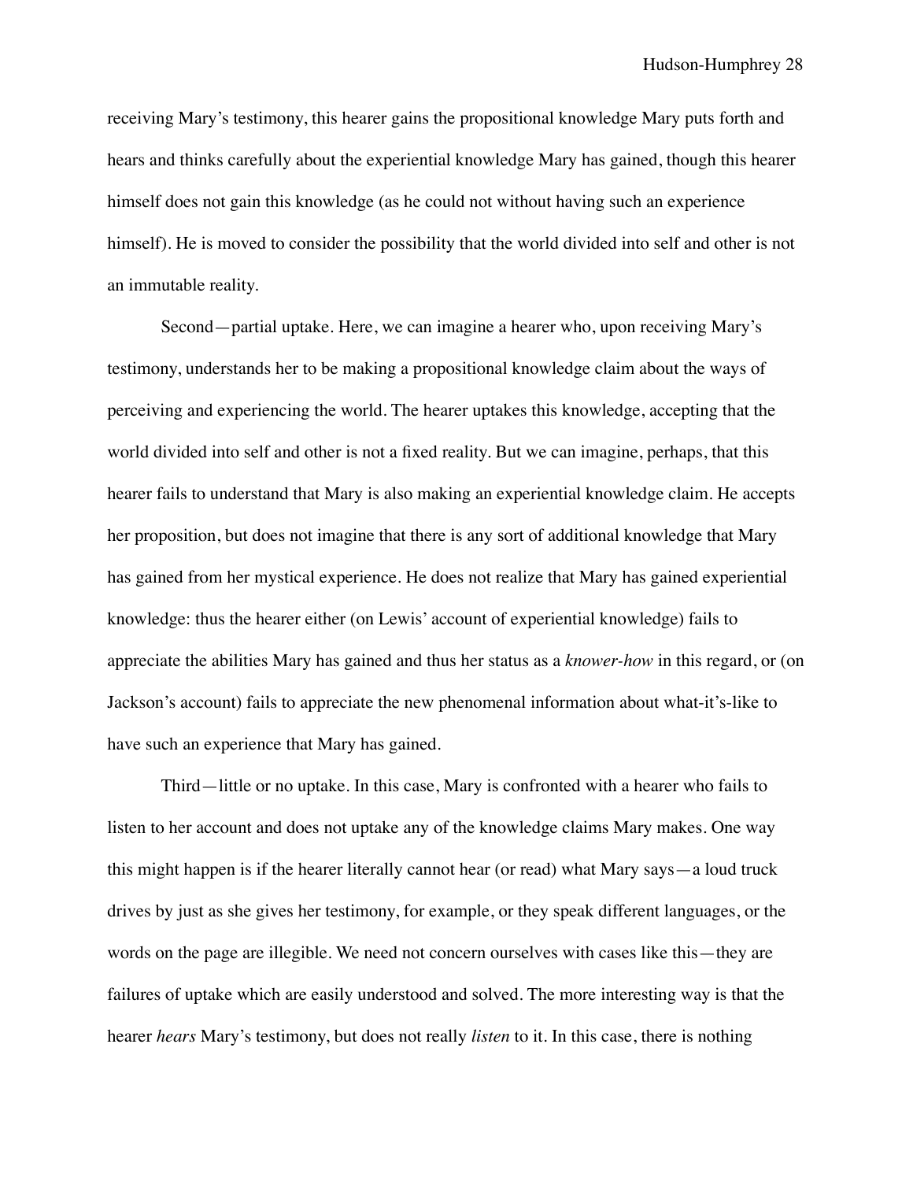receiving Mary's testimony, this hearer gains the propositional knowledge Mary puts forth and hears and thinks carefully about the experiential knowledge Mary has gained, though this hearer himself does not gain this knowledge (as he could not without having such an experience himself). He is moved to consider the possibility that the world divided into self and other is not an immutable reality.

Second—partial uptake. Here, we can imagine a hearer who, upon receiving Mary's testimony, understands her to be making a propositional knowledge claim about the ways of perceiving and experiencing the world. The hearer uptakes this knowledge, accepting that the world divided into self and other is not a fixed reality. But we can imagine, perhaps, that this hearer fails to understand that Mary is also making an experiential knowledge claim. He accepts her proposition, but does not imagine that there is any sort of additional knowledge that Mary has gained from her mystical experience. He does not realize that Mary has gained experiential knowledge: thus the hearer either (on Lewis' account of experiential knowledge) fails to appreciate the abilities Mary has gained and thus her status as a *knower-how* in this regard, or (on Jackson's account) fails to appreciate the new phenomenal information about what-it's-like to have such an experience that Mary has gained.

Third—little or no uptake. In this case, Mary is confronted with a hearer who fails to listen to her account and does not uptake any of the knowledge claims Mary makes. One way this might happen is if the hearer literally cannot hear (or read) what Mary says—a loud truck drives by just as she gives her testimony, for example, or they speak different languages, or the words on the page are illegible. We need not concern ourselves with cases like this—they are failures of uptake which are easily understood and solved. The more interesting way is that the hearer *hears* Mary's testimony, but does not really *listen* to it. In this case, there is nothing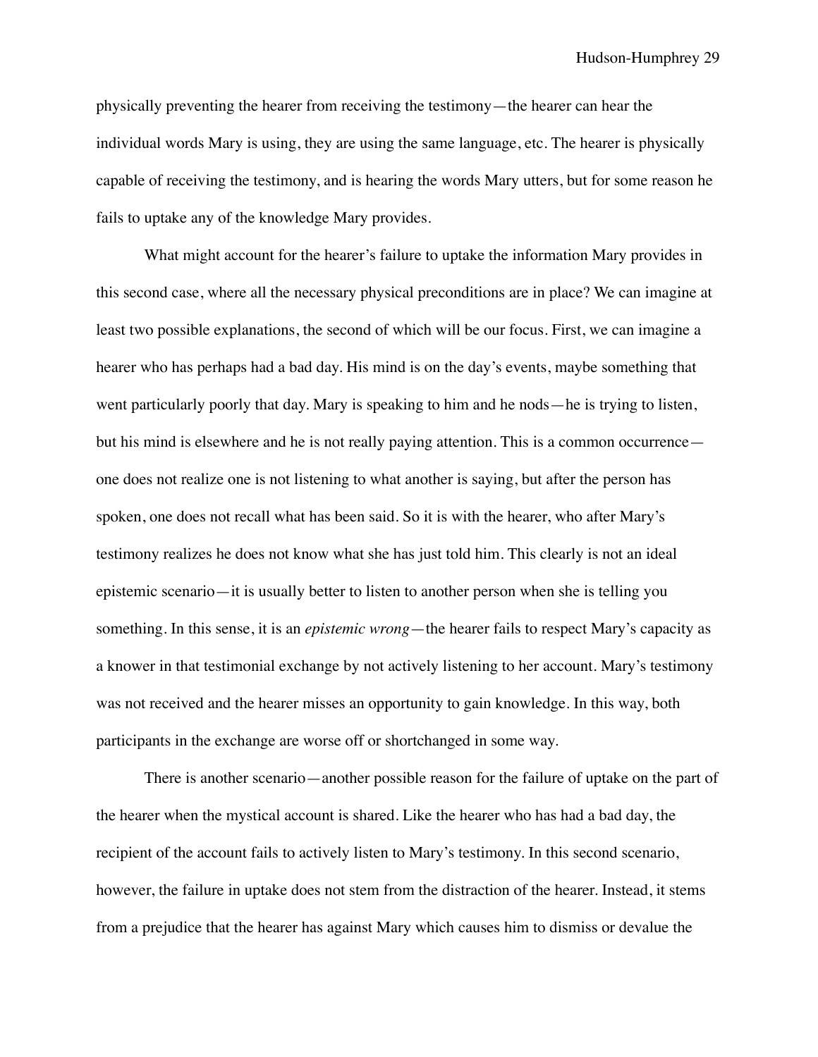physically preventing the hearer from receiving the testimony—the hearer can hear the individual words Mary is using, they are using the same language, etc. The hearer is physically capable of receiving the testimony, and is hearing the words Mary utters, but for some reason he fails to uptake any of the knowledge Mary provides.

What might account for the hearer's failure to uptake the information Mary provides in this second case, where all the necessary physical preconditions are in place? We can imagine at least two possible explanations, the second of which will be our focus. First, we can imagine a hearer who has perhaps had a bad day. His mind is on the day's events, maybe something that went particularly poorly that day. Mary is speaking to him and he nods—he is trying to listen, but his mind is elsewhere and he is not really paying attention. This is a common occurrence—one does not realize one is not listening to what another is saying, but after the person has spoken, one does not recall what has been said. So it is with the hearer, who after Mary's testimony realizes he does not know what she has just told him. This clearly is not an ideal epistemic scenario—it is usually better to listen to another person when she is telling you something. In this sense, it is an *epistemic wrong*—the hearer fails to respect Mary's capacity as a knower in that testimonial exchange by not actively listening to her account. Mary's testimony was not received and the hearer misses an opportunity to gain knowledge. In this way, both participants in the exchange are worse off or shortchanged in some way.

There is another scenario—another possible reason for the failure of uptake on the part of the hearer when the mystical account is shared. Like the hearer who has had a bad day, the recipient of the account fails to actively listen to Mary's testimony. In this second scenario, however, the failure in uptake does not stem from the distraction of the hearer. Instead, it stems from a prejudice that the hearer has against Mary which causes him to dismiss or devalue the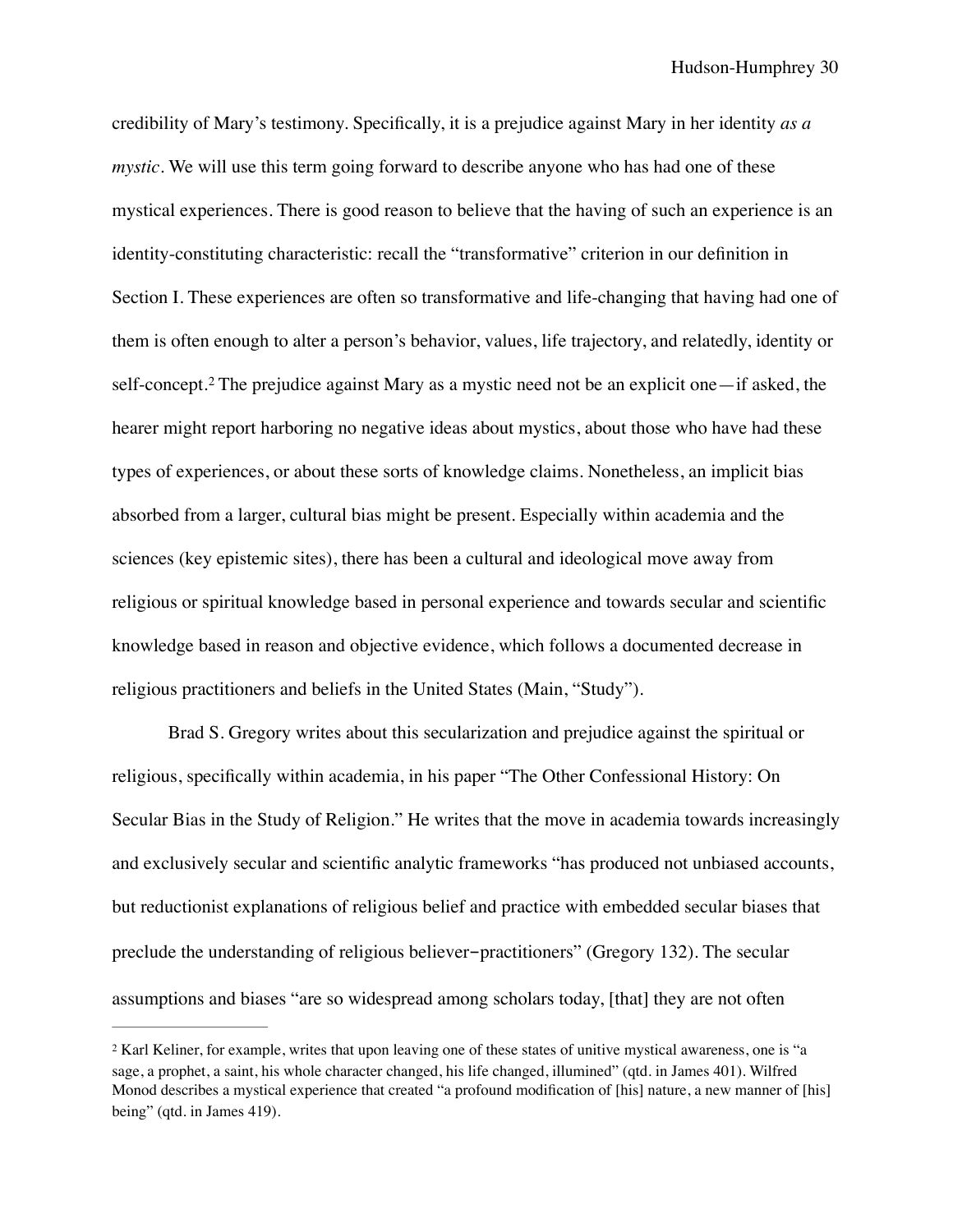credibility of Mary's testimony. Specifically, it is a prejudice against Mary in her identity *as a mystic*. We will use this term going forward to describe anyone who has had one of these mystical experiences. There is good reason to believe that the having of such an experience is an identity-constituting characteristic: recall the "transformative" criterion in our definition in Section I. These experiences are often so transformative and life-changing that having had one of them is often enough to alter a person's behavior, values, life trajectory, and relatedly, identity or self-concept.[2] The prejudice against Mary as a mystic need not be an explicit one—if asked, the hearer might report harboring no negative ideas about mystics, about those who have had these types of experiences, or about these sorts of knowledge claims. Nonetheless, an implicit bias absorbed from a larger, cultural bias might be present. Especially within academia and the sciences (key epistemic sites), there has been a cultural and ideological move away from religious or spiritual knowledge based in personal experience and towards secular and scientific knowledge based in reason and objective evidence, which follows a documented decrease in religious practitioners and beliefs in the United States (Main, "Study").

Brad S. Gregory writes about this secularization and prejudice against the spiritual or religious, specifically within academia, in his paper "The Other Confessional History: On Secular Bias in the Study of Religion." He writes that the move in academia towards increasingly and exclusively secular and scientific analytic frameworks "has produced not unbiased accounts, but reductionist explanations of religious belief and practice with embedded secular biases that preclude the understanding of religious believer−practitioners" (Gregory 132). The secular assumptions and biases "are so widespread among scholars today, [that] they are not often

---

[2] Karl Keliner, for example, writes that upon leaving one of these states of unitive mystical awareness, one is "a sage, a prophet, a saint, his whole character changed, his life changed, illumined" (qtd. in James 401). Wilfred Monod describes a mystical experience that created "a profound modification of [his] nature, a new manner of [his] being" (qtd. in James 419).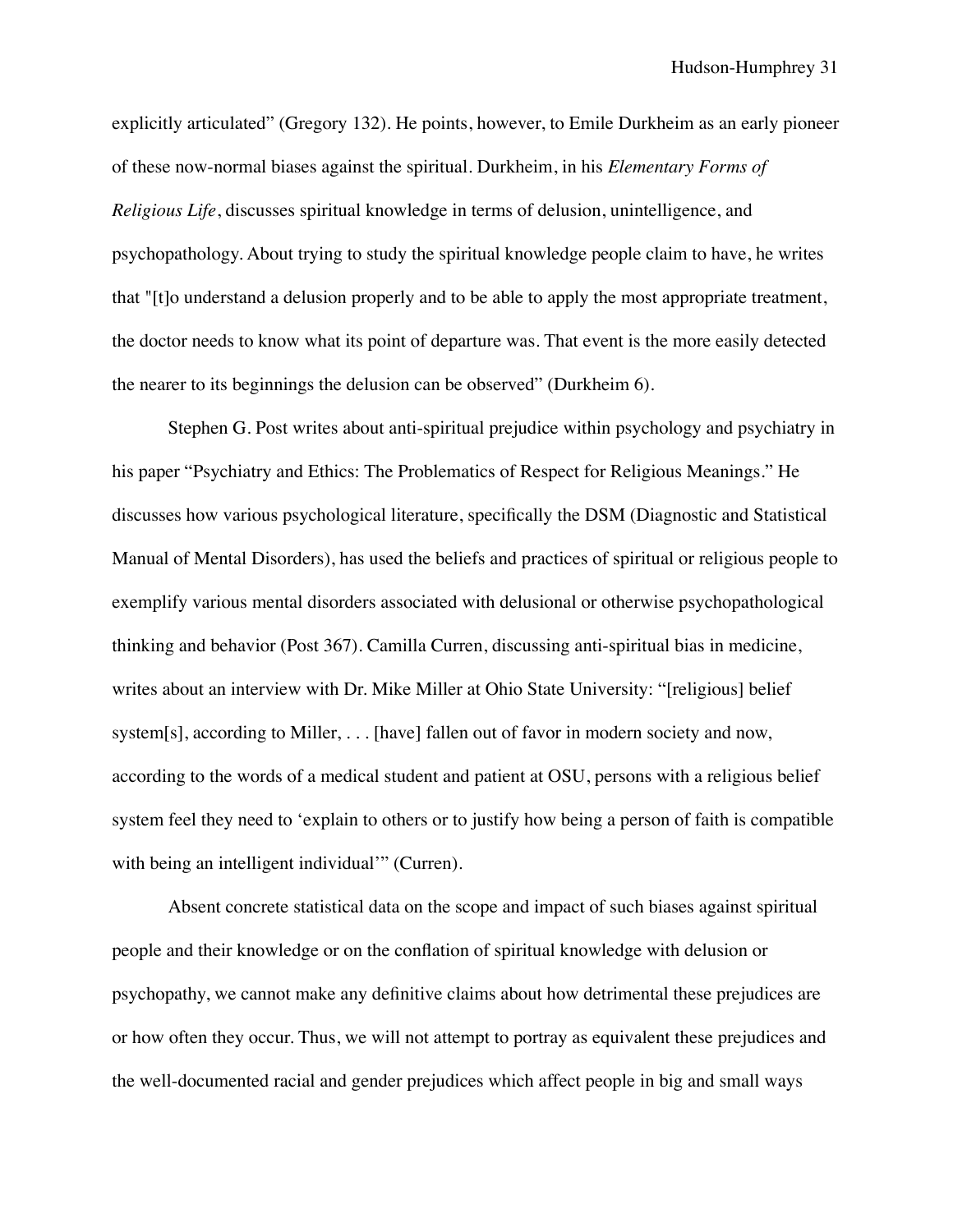explicitly articulated" (Gregory 132). He points, however, to Emile Durkheim as an early pioneer of these now-normal biases against the spiritual. Durkheim, in his *Elementary Forms of Religious Life*, discusses spiritual knowledge in terms of delusion, unintelligence, and psychopathology. About trying to study the spiritual knowledge people claim to have, he writes that "[t]o understand a delusion properly and to be able to apply the most appropriate treatment, the doctor needs to know what its point of departure was. That event is the more easily detected the nearer to its beginnings the delusion can be observed" (Durkheim 6).

Stephen G. Post writes about anti-spiritual prejudice within psychology and psychiatry in his paper "Psychiatry and Ethics: The Problematics of Respect for Religious Meanings." He discusses how various psychological literature, specifically the DSM (Diagnostic and Statistical Manual of Mental Disorders), has used the beliefs and practices of spiritual or religious people to exemplify various mental disorders associated with delusional or otherwise psychopathological thinking and behavior (Post 367). Camilla Curren, discussing anti-spiritual bias in medicine, writes about an interview with Dr. Mike Miller at Ohio State University: "[religious] belief system[s], according to Miller, . . . [have] fallen out of favor in modern society and now, according to the words of a medical student and patient at OSU, persons with a religious belief system feel they need to 'explain to others or to justify how being a person of faith is compatible with being an intelligent individual'" (Curren).

Absent concrete statistical data on the scope and impact of such biases against spiritual people and their knowledge or on the conflation of spiritual knowledge with delusion or psychopathy, we cannot make any definitive claims about how detrimental these prejudices are or how often they occur. Thus, we will not attempt to portray as equivalent these prejudices and the well-documented racial and gender prejudices which affect people in big and small ways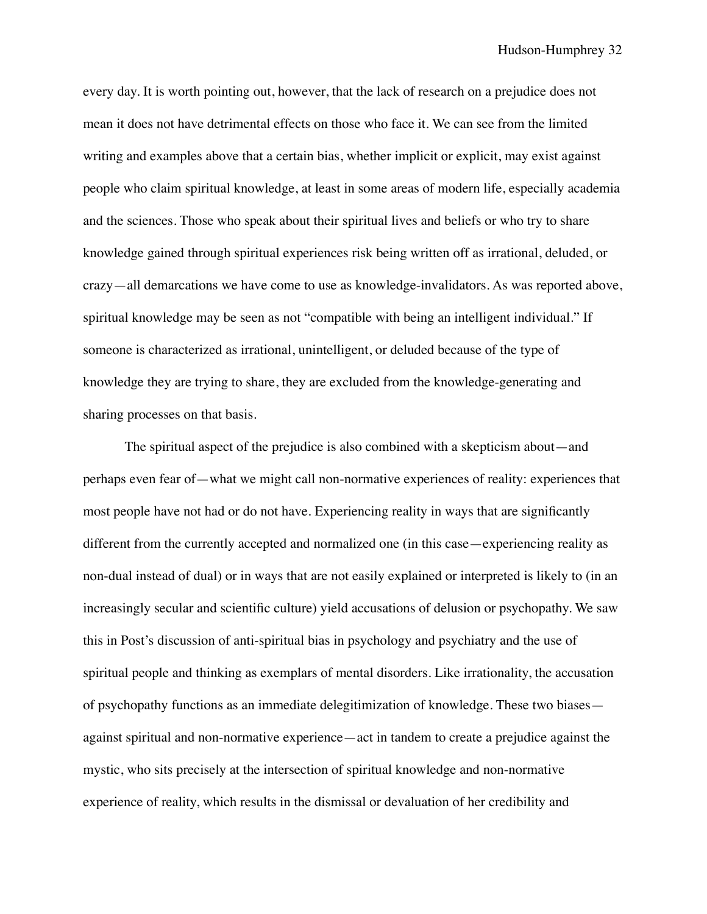every day. It is worth pointing out, however, that the lack of research on a prejudice does not mean it does not have detrimental effects on those who face it. We can see from the limited writing and examples above that a certain bias, whether implicit or explicit, may exist against people who claim spiritual knowledge, at least in some areas of modern life, especially academia and the sciences. Those who speak about their spiritual lives and beliefs or who try to share knowledge gained through spiritual experiences risk being written off as irrational, deluded, or crazy—all demarcations we have come to use as knowledge-invalidators. As was reported above, spiritual knowledge may be seen as not "compatible with being an intelligent individual." If someone is characterized as irrational, unintelligent, or deluded because of the type of knowledge they are trying to share, they are excluded from the knowledge-generating and sharing processes on that basis.

The spiritual aspect of the prejudice is also combined with a skepticism about—and perhaps even fear of—what we might call non-normative experiences of reality: experiences that most people have not had or do not have. Experiencing reality in ways that are significantly different from the currently accepted and normalized one (in this case—experiencing reality as non-dual instead of dual) or in ways that are not easily explained or interpreted is likely to (in an increasingly secular and scientific culture) yield accusations of delusion or psychopathy. We saw this in Post's discussion of anti-spiritual bias in psychology and psychiatry and the use of spiritual people and thinking as exemplars of mental disorders. Like irrationality, the accusation of psychopathy functions as an immediate delegitimization of knowledge. These two biases—against spiritual and non-normative experience—act in tandem to create a prejudice against the mystic, who sits precisely at the intersection of spiritual knowledge and non-normative experience of reality, which results in the dismissal or devaluation of her credibility and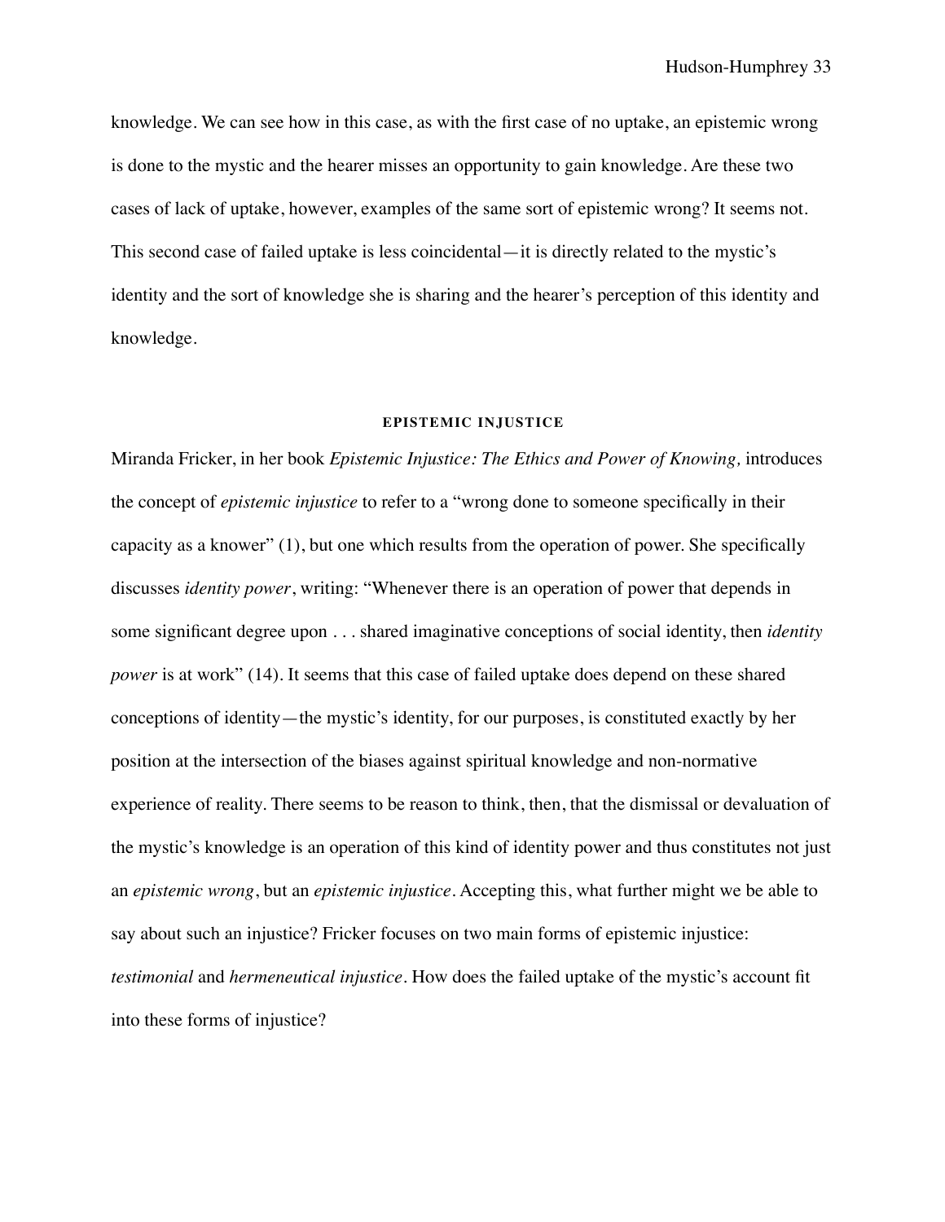knowledge. We can see how in this case, as with the first case of no uptake, an epistemic wrong is done to the mystic and the hearer misses an opportunity to gain knowledge. Are these two cases of lack of uptake, however, examples of the same sort of epistemic wrong? It seems not. This second case of failed uptake is less coincidental—it is directly related to the mystic's identity and the sort of knowledge she is sharing and the hearer's perception of this identity and knowledge.

## EPISTEMIC INJUSTICE

Miranda Fricker, in her book *Epistemic Injustice: The Ethics and Power of Knowing,* introduces the concept of *epistemic injustice* to refer to a "wrong done to someone specifically in their capacity as a knower" (1), but one which results from the operation of power. She specifically discusses *identity power*, writing: "Whenever there is an operation of power that depends in some significant degree upon . . . shared imaginative conceptions of social identity, then *identity power* is at work" (14). It seems that this case of failed uptake does depend on these shared conceptions of identity—the mystic's identity, for our purposes, is constituted exactly by her position at the intersection of the biases against spiritual knowledge and non-normative experience of reality. There seems to be reason to think, then, that the dismissal or devaluation of the mystic's knowledge is an operation of this kind of identity power and thus constitutes not just an *epistemic wrong*, but an *epistemic injustice*. Accepting this, what further might we be able to say about such an injustice? Fricker focuses on two main forms of epistemic injustice: *testimonial* and *hermeneutical injustice*. How does the failed uptake of the mystic's account fit into these forms of injustice?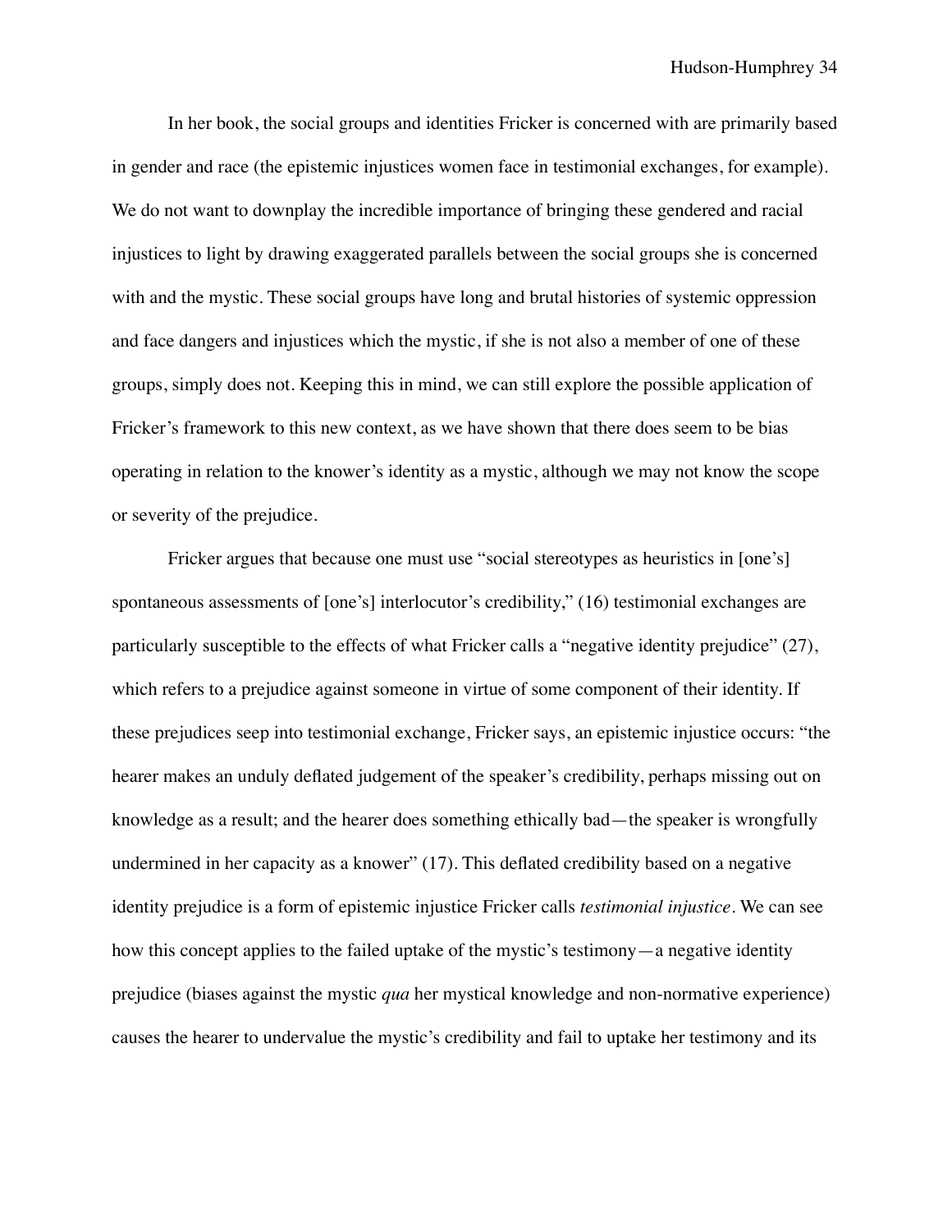In her book, the social groups and identities Fricker is concerned with are primarily based in gender and race (the epistemic injustices women face in testimonial exchanges, for example). We do not want to downplay the incredible importance of bringing these gendered and racial injustices to light by drawing exaggerated parallels between the social groups she is concerned with and the mystic. These social groups have long and brutal histories of systemic oppression and face dangers and injustices which the mystic, if she is not also a member of one of these groups, simply does not. Keeping this in mind, we can still explore the possible application of Fricker's framework to this new context, as we have shown that there does seem to be bias operating in relation to the knower's identity as a mystic, although we may not know the scope or severity of the prejudice.

Fricker argues that because one must use "social stereotypes as heuristics in [one's] spontaneous assessments of [one's] interlocutor's credibility," (16) testimonial exchanges are particularly susceptible to the effects of what Fricker calls a "negative identity prejudice" (27), which refers to a prejudice against someone in virtue of some component of their identity. If these prejudices seep into testimonial exchange, Fricker says, an epistemic injustice occurs: "the hearer makes an unduly deflated judgement of the speaker's credibility, perhaps missing out on knowledge as a result; and the hearer does something ethically bad—the speaker is wrongfully undermined in her capacity as a knower" (17). This deflated credibility based on a negative identity prejudice is a form of epistemic injustice Fricker calls *testimonial injustice*. We can see how this concept applies to the failed uptake of the mystic's testimony—a negative identity prejudice (biases against the mystic *qua* her mystical knowledge and non-normative experience) causes the hearer to undervalue the mystic's credibility and fail to uptake her testimony and its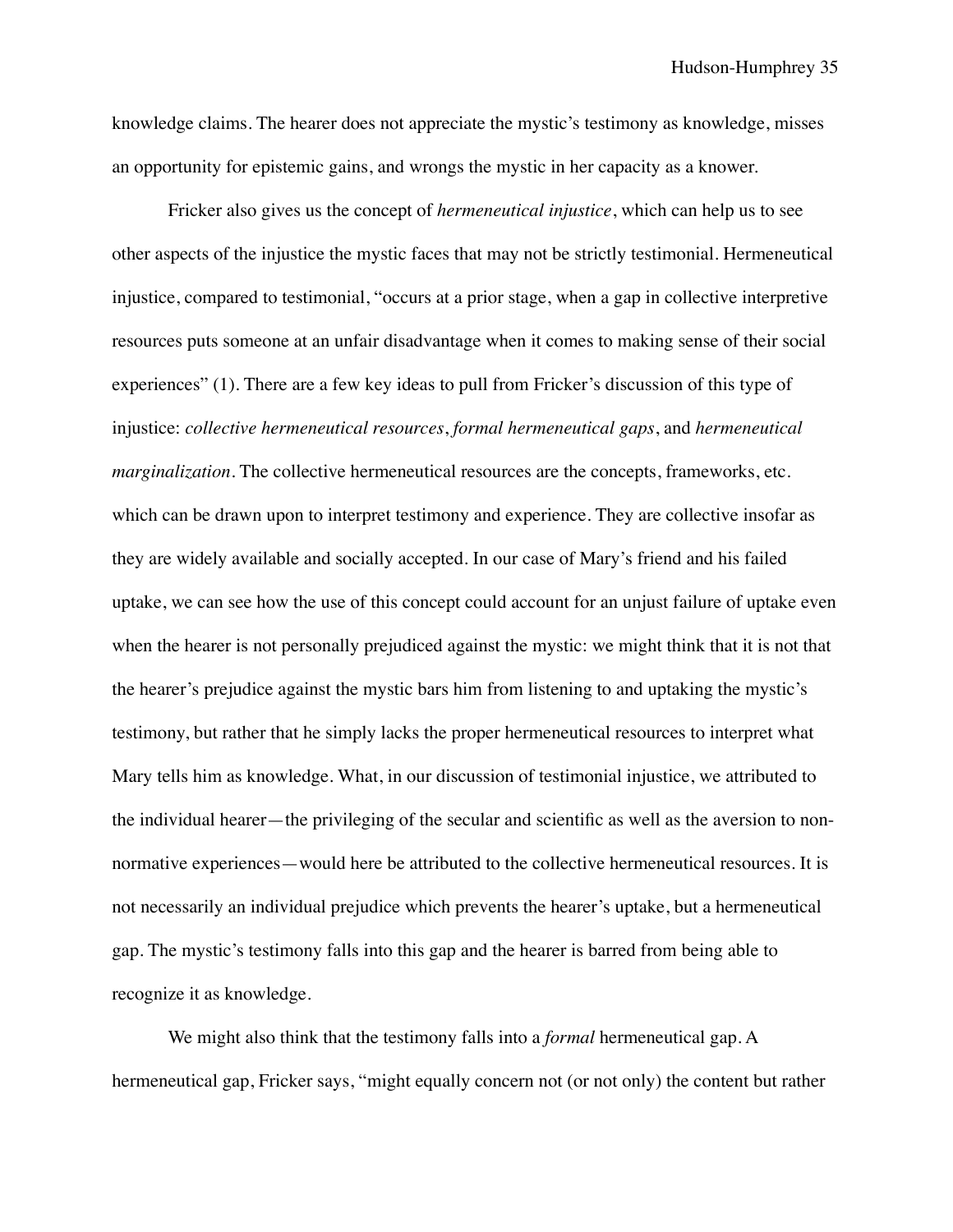knowledge claims. The hearer does not appreciate the mystic's testimony as knowledge, misses an opportunity for epistemic gains, and wrongs the mystic in her capacity as a knower.

Fricker also gives us the concept of *hermeneutical injustice*, which can help us to see other aspects of the injustice the mystic faces that may not be strictly testimonial. Hermeneutical injustice, compared to testimonial, "occurs at a prior stage, when a gap in collective interpretive resources puts someone at an unfair disadvantage when it comes to making sense of their social experiences" (1). There are a few key ideas to pull from Fricker's discussion of this type of injustice: *collective hermeneutical resources*, *formal hermeneutical gaps*, and *hermeneutical marginalization*. The collective hermeneutical resources are the concepts, frameworks, etc. which can be drawn upon to interpret testimony and experience. They are collective insofar as they are widely available and socially accepted. In our case of Mary's friend and his failed uptake, we can see how the use of this concept could account for an unjust failure of uptake even when the hearer is not personally prejudiced against the mystic: we might think that it is not that the hearer's prejudice against the mystic bars him from listening to and uptaking the mystic's testimony, but rather that he simply lacks the proper hermeneutical resources to interpret what Mary tells him as knowledge. What, in our discussion of testimonial injustice, we attributed to the individual hearer—the privileging of the secular and scientific as well as the aversion to non-normative experiences—would here be attributed to the collective hermeneutical resources. It is not necessarily an individual prejudice which prevents the hearer's uptake, but a hermeneutical gap. The mystic's testimony falls into this gap and the hearer is barred from being able to recognize it as knowledge.

We might also think that the testimony falls into a *formal* hermeneutical gap. A hermeneutical gap, Fricker says, "might equally concern not (or not only) the content but rather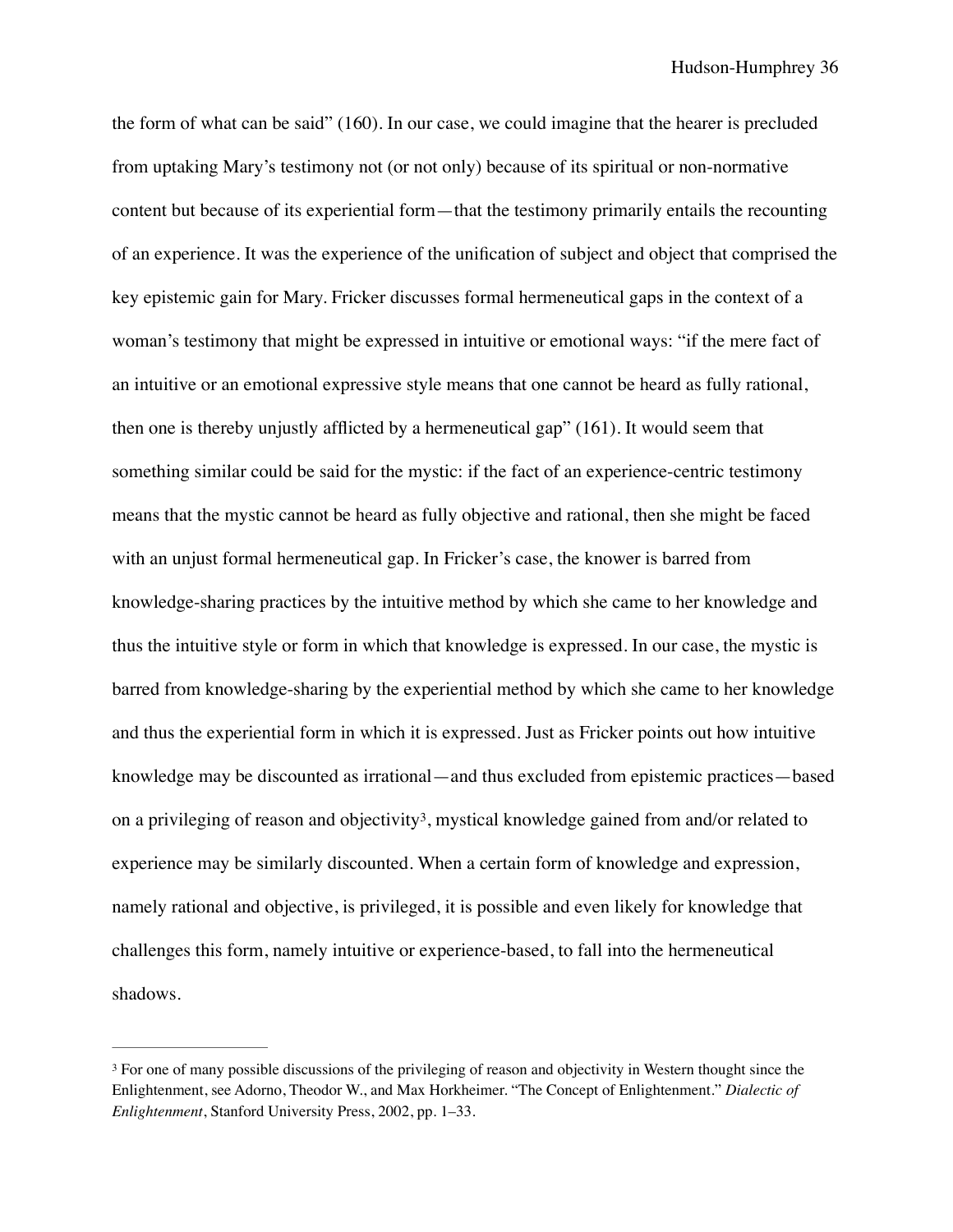the form of what can be said" (160). In our case, we could imagine that the hearer is precluded from uptaking Mary's testimony not (or not only) because of its spiritual or non-normative content but because of its experiential form—that the testimony primarily entails the recounting of an experience. It was the experience of the unification of subject and object that comprised the key epistemic gain for Mary. Fricker discusses formal hermeneutical gaps in the context of a woman's testimony that might be expressed in intuitive or emotional ways: "if the mere fact of an intuitive or an emotional expressive style means that one cannot be heard as fully rational, then one is thereby unjustly afflicted by a hermeneutical gap" (161). It would seem that something similar could be said for the mystic: if the fact of an experience-centric testimony means that the mystic cannot be heard as fully objective and rational, then she might be faced with an unjust formal hermeneutical gap. In Fricker's case, the knower is barred from knowledge-sharing practices by the intuitive method by which she came to her knowledge and thus the intuitive style or form in which that knowledge is expressed. In our case, the mystic is barred from knowledge-sharing by the experiential method by which she came to her knowledge and thus the experiential form in which it is expressed. Just as Fricker points out how intuitive knowledge may be discounted as irrational—and thus excluded from epistemic practices—based on a privileging of reason and objectivity[3], mystical knowledge gained from and/or related to experience may be similarly discounted. When a certain form of knowledge and expression, namely rational and objective, is privileged, it is possible and even likely for knowledge that challenges this form, namely intuitive or experience-based, to fall into the hermeneutical shadows.

---

[3] For one of many possible discussions of the privileging of reason and objectivity in Western thought since the Enlightenment, see Adorno, Theodor W., and Max Horkheimer. "The Concept of Enlightenment." *Dialectic of Enlightenment*, Stanford University Press, 2002, pp. 1–33.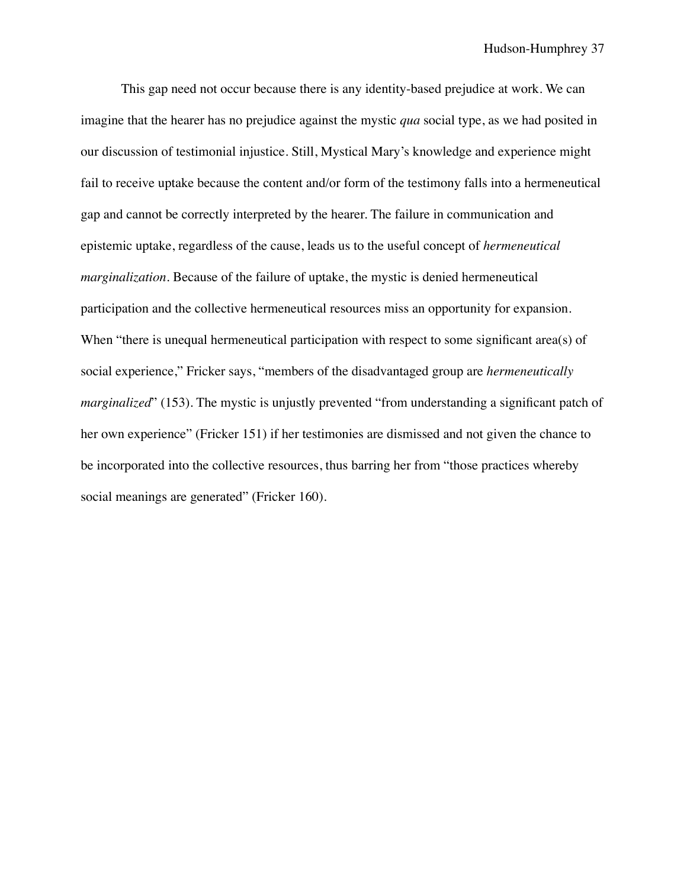This gap need not occur because there is any identity-based prejudice at work. We can imagine that the hearer has no prejudice against the mystic *qua* social type, as we had posited in our discussion of testimonial injustice. Still, Mystical Mary's knowledge and experience might fail to receive uptake because the content and/or form of the testimony falls into a hermeneutical gap and cannot be correctly interpreted by the hearer. The failure in communication and epistemic uptake, regardless of the cause, leads us to the useful concept of *hermeneutical marginalization*. Because of the failure of uptake, the mystic is denied hermeneutical participation and the collective hermeneutical resources miss an opportunity for expansion. When "there is unequal hermeneutical participation with respect to some significant area(s) of social experience," Fricker says, "members of the disadvantaged group are *hermeneutically marginalized*" (153). The mystic is unjustly prevented "from understanding a significant patch of her own experience" (Fricker 151) if her testimonies are dismissed and not given the chance to be incorporated into the collective resources, thus barring her from "those practices whereby social meanings are generated" (Fricker 160).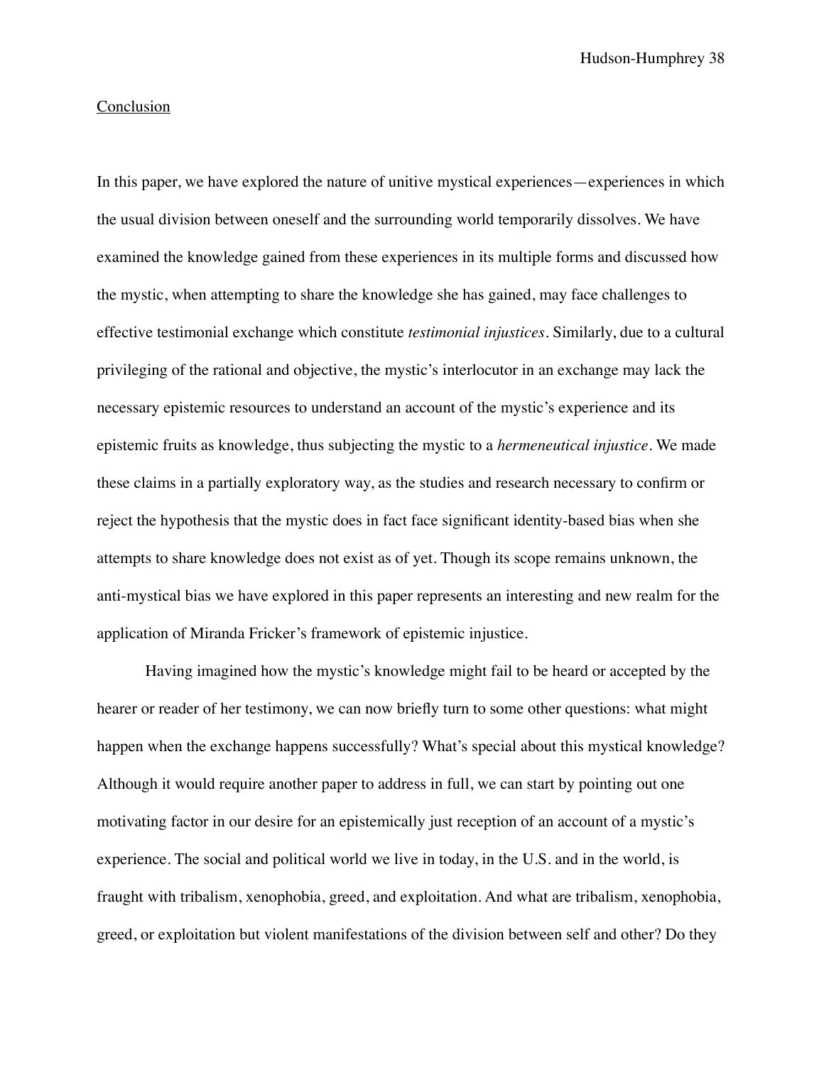## Conclusion

In this paper, we have explored the nature of unitive mystical experiences—experiences in which the usual division between oneself and the surrounding world temporarily dissolves. We have examined the knowledge gained from these experiences in its multiple forms and discussed how the mystic, when attempting to share the knowledge she has gained, may face challenges to effective testimonial exchange which constitute *testimonial injustices*. Similarly, due to a cultural privileging of the rational and objective, the mystic's interlocutor in an exchange may lack the necessary epistemic resources to understand an account of the mystic's experience and its epistemic fruits as knowledge, thus subjecting the mystic to a *hermeneutical injustice*. We made these claims in a partially exploratory way, as the studies and research necessary to confirm or reject the hypothesis that the mystic does in fact face significant identity-based bias when she attempts to share knowledge does not exist as of yet. Though its scope remains unknown, the anti-mystical bias we have explored in this paper represents an interesting and new realm for the application of Miranda Fricker's framework of epistemic injustice.

Having imagined how the mystic's knowledge might fail to be heard or accepted by the hearer or reader of her testimony, we can now briefly turn to some other questions: what might happen when the exchange happens successfully? What's special about this mystical knowledge? Although it would require another paper to address in full, we can start by pointing out one motivating factor in our desire for an epistemically just reception of an account of a mystic's experience. The social and political world we live in today, in the U.S. and in the world, is fraught with tribalism, xenophobia, greed, and exploitation. And what are tribalism, xenophobia, greed, or exploitation but violent manifestations of the division between self and other? Do they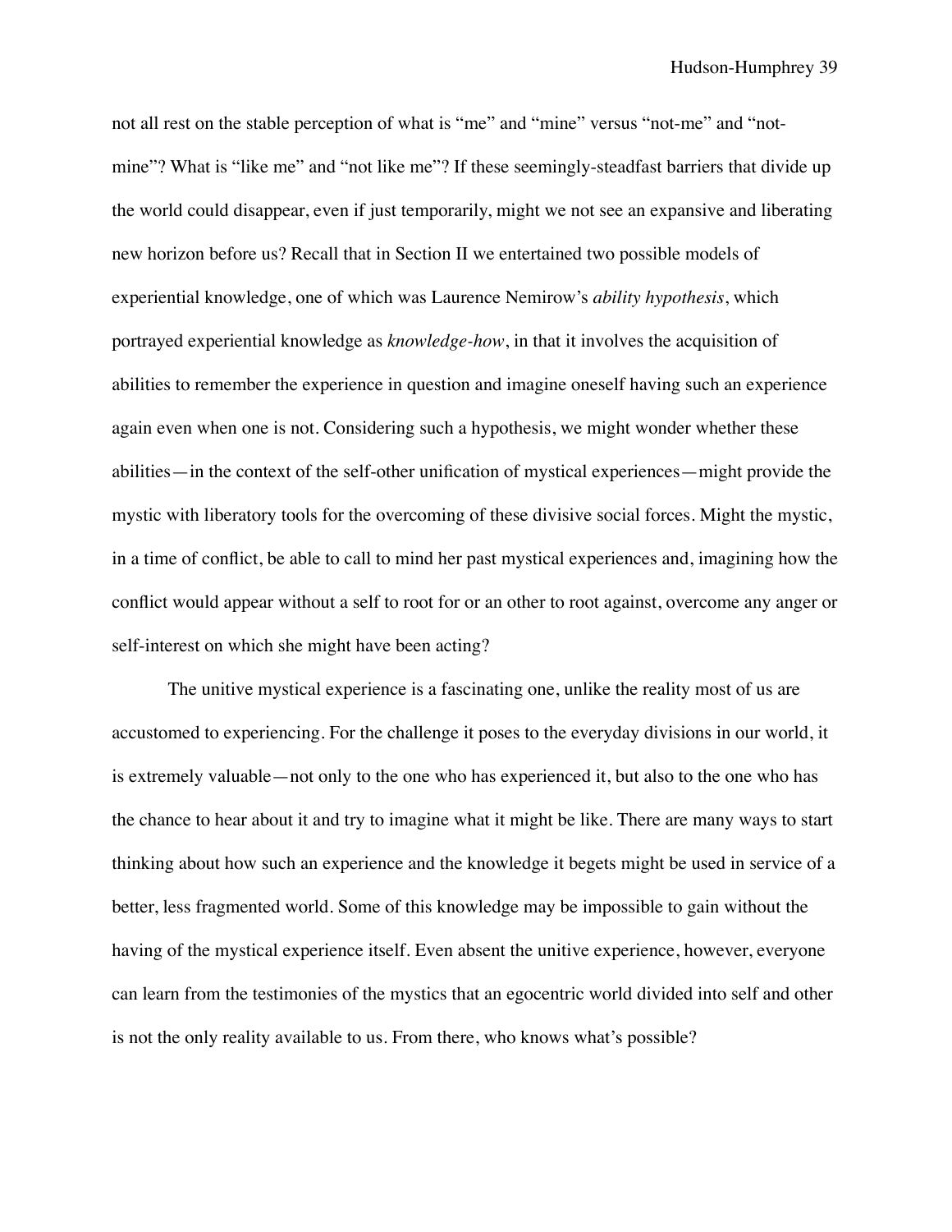not all rest on the stable perception of what is "me" and "mine" versus "not-me" and "not-mine"? What is "like me" and "not like me"? If these seemingly-steadfast barriers that divide up the world could disappear, even if just temporarily, might we not see an expansive and liberating new horizon before us? Recall that in Section II we entertained two possible models of experiential knowledge, one of which was Laurence Nemirow's *ability hypothesis*, which portrayed experiential knowledge as *knowledge-how*, in that it involves the acquisition of abilities to remember the experience in question and imagine oneself having such an experience again even when one is not. Considering such a hypothesis, we might wonder whether these abilities—in the context of the self-other unification of mystical experiences—might provide the mystic with liberatory tools for the overcoming of these divisive social forces. Might the mystic, in a time of conflict, be able to call to mind her past mystical experiences and, imagining how the conflict would appear without a self to root for or an other to root against, overcome any anger or self-interest on which she might have been acting?

The unitive mystical experience is a fascinating one, unlike the reality most of us are accustomed to experiencing. For the challenge it poses to the everyday divisions in our world, it is extremely valuable—not only to the one who has experienced it, but also to the one who has the chance to hear about it and try to imagine what it might be like. There are many ways to start thinking about how such an experience and the knowledge it begets might be used in service of a better, less fragmented world. Some of this knowledge may be impossible to gain without the having of the mystical experience itself. Even absent the unitive experience, however, everyone can learn from the testimonies of the mystics that an egocentric world divided into self and other is not the only reality available to us. From there, who knows what's possible?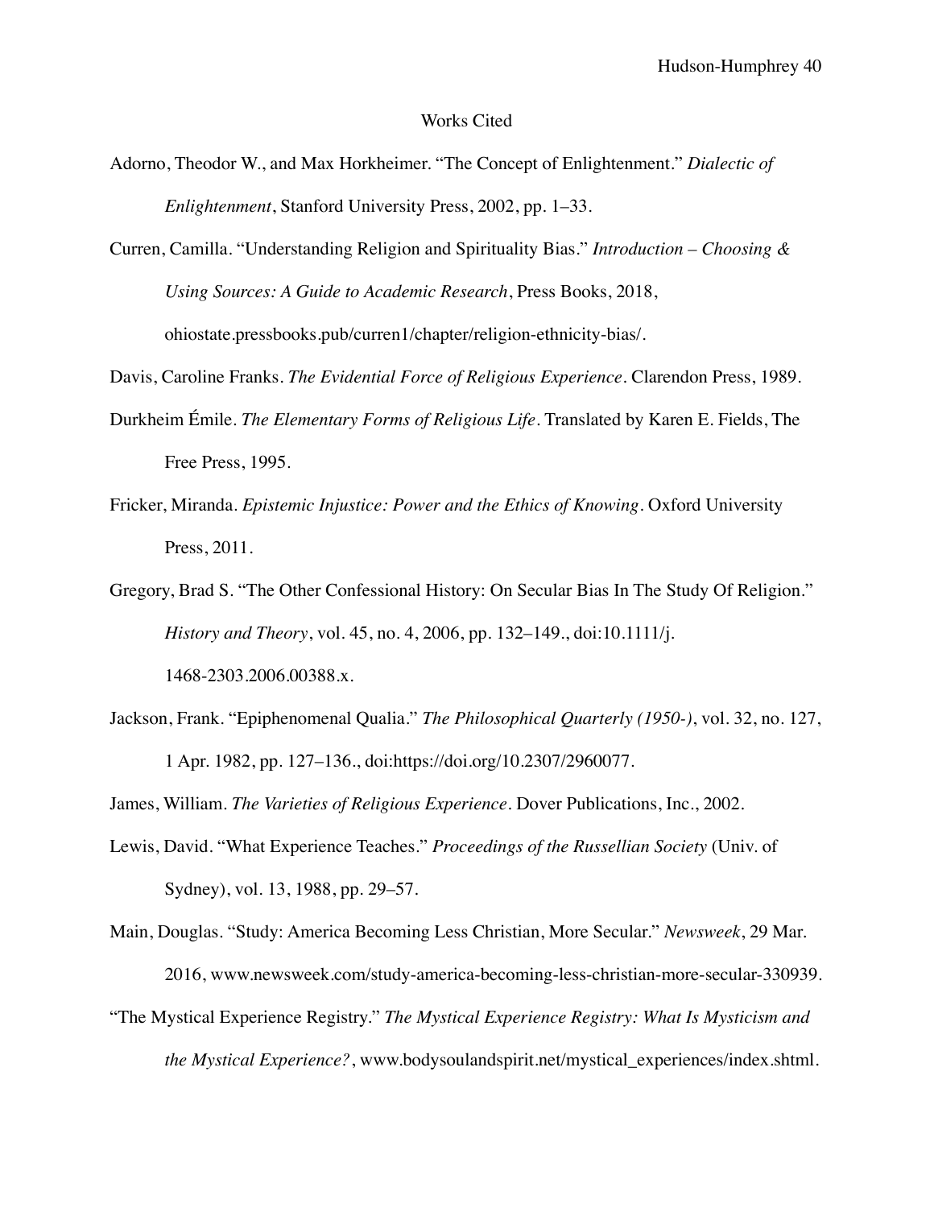Works Cited

Adorno, Theodor W., and Max Horkheimer. "The Concept of Enlightenment." *Dialectic of Enlightenment*, Stanford University Press, 2002, pp. 1–33.

Curren, Camilla. "Understanding Religion and Spirituality Bias." *Introduction – Choosing & Using Sources: A Guide to Academic Research*, Press Books, 2018, ohiostate.pressbooks.pub/curren1/chapter/religion-ethnicity-bias/.

Davis, Caroline Franks. *The Evidential Force of Religious Experience*. Clarendon Press, 1989.

Durkheim Émile. *The Elementary Forms of Religious Life*. Translated by Karen E. Fields, The Free Press, 1995.

Fricker, Miranda. *Epistemic Injustice: Power and the Ethics of Knowing*. Oxford University Press, 2011.

Gregory, Brad S. "The Other Confessional History: On Secular Bias In The Study Of Religion." *History and Theory*, vol. 45, no. 4, 2006, pp. 132–149., doi:10.1111/j.1468-2303.2006.00388.x.

Jackson, Frank. "Epiphenomenal Qualia." *The Philosophical Quarterly (1950-)*, vol. 32, no. 127, 1 Apr. 1982, pp. 127–136., doi:https://doi.org/10.2307/2960077.

James, William. *The Varieties of Religious Experience*. Dover Publications, Inc., 2002.

Lewis, David. "What Experience Teaches." *Proceedings of the Russellian Society* (Univ. of Sydney), vol. 13, 1988, pp. 29–57.

Main, Douglas. "Study: America Becoming Less Christian, More Secular." *Newsweek*, 29 Mar. 2016, www.newsweek.com/study-america-becoming-less-christian-more-secular-330939.

"The Mystical Experience Registry." *The Mystical Experience Registry: What Is Mysticism and the Mystical Experience?*, www.bodysoulandspirit.net/mystical_experiences/index.shtml.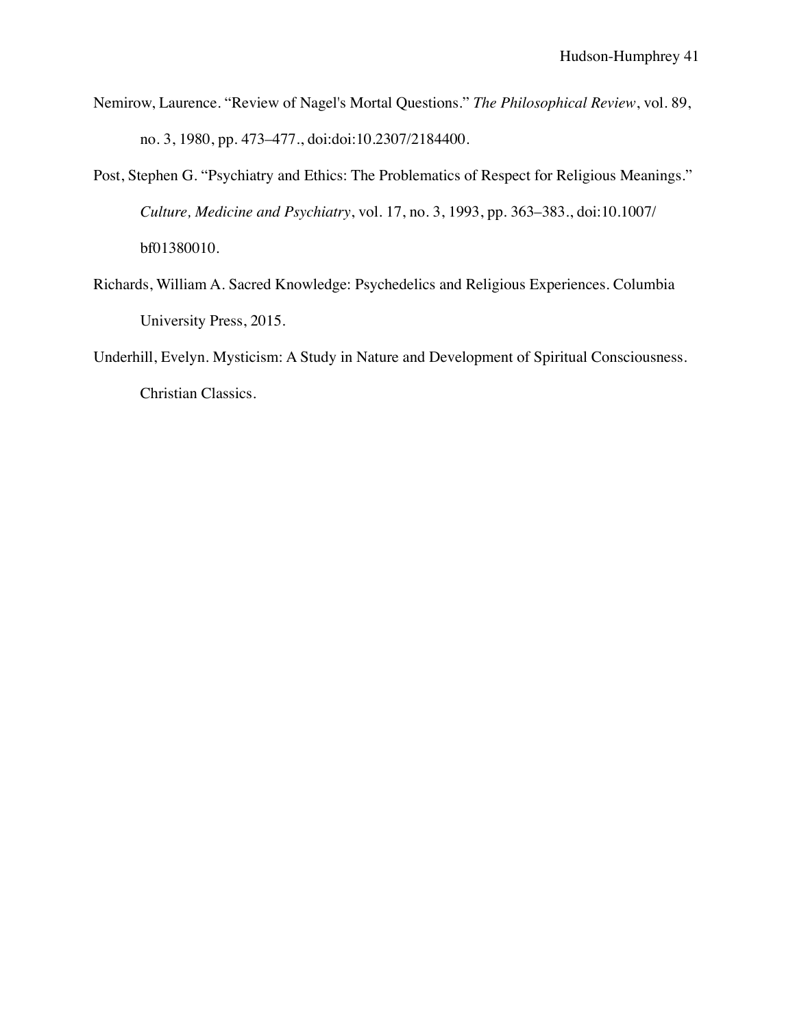Nemirow, Laurence. "Review of Nagel's Mortal Questions." *The Philosophical Review*, vol. 89, no. 3, 1980, pp. 473–477., doi:doi:10.2307/2184400.

Post, Stephen G. "Psychiatry and Ethics: The Problematics of Respect for Religious Meanings." *Culture, Medicine and Psychiatry*, vol. 17, no. 3, 1993, pp. 363–383., doi:10.1007/bf01380010.

Richards, William A. Sacred Knowledge: Psychedelics and Religious Experiences. Columbia University Press, 2015.

Underhill, Evelyn. Mysticism: A Study in Nature and Development of Spiritual Consciousness. Christian Classics.